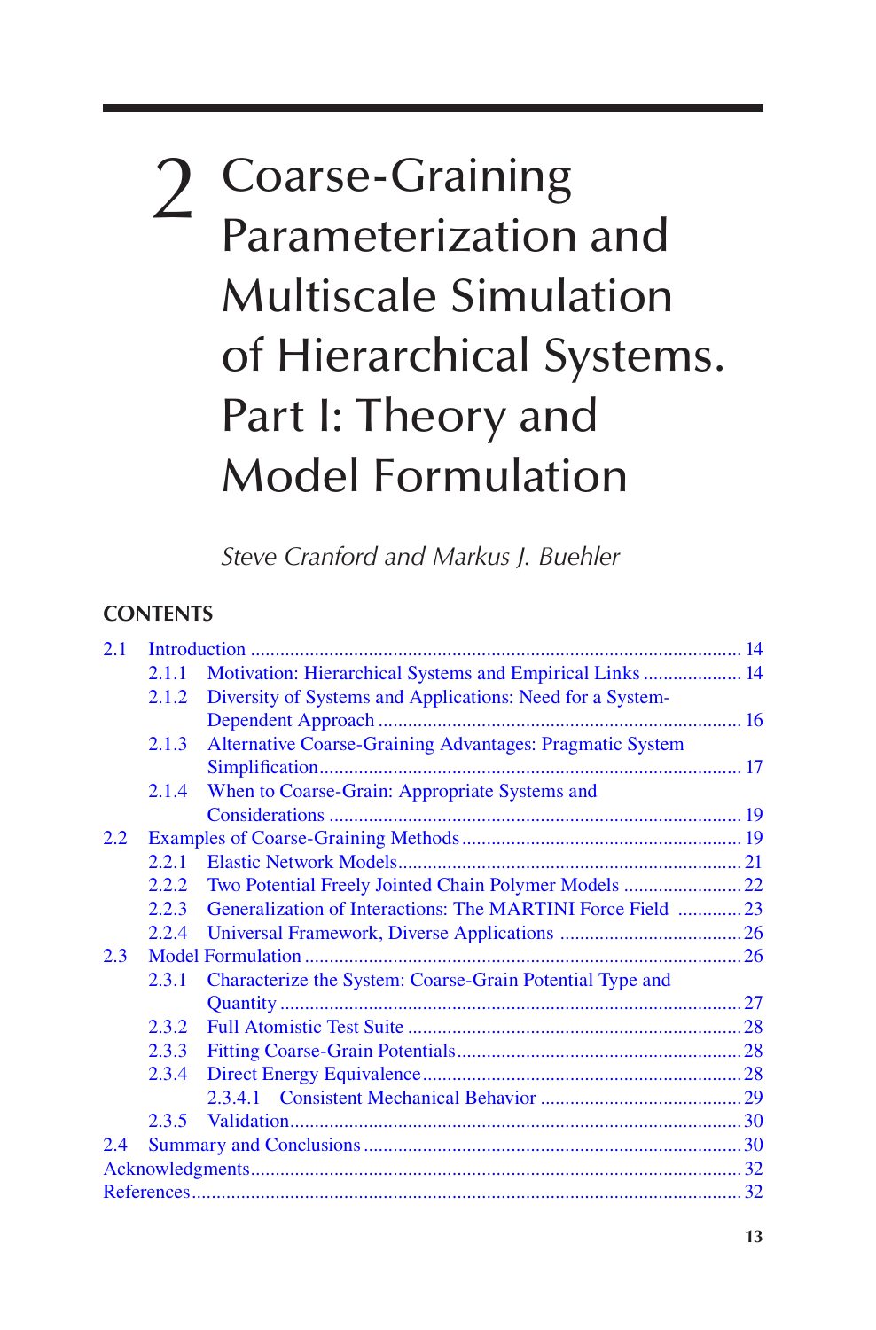# 2 Coarse-Graining Parameterization and Multiscale Simulation of Hierarchical Systems. Part I: Theory and Model Formulation

*Steve Cranford and Markus J. Buehler*

**CONTENTS**

- 2.1 Introduction ........................................................................ 14
  - 2.1.1 Motivation: Hierarchical Systems and Empirical Links .................... 14
  - 2.1.2 Diversity of Systems and Applications: Need for a System-Dependent Approach ........................................................................ 16
  - 2.1.3 Alternative Coarse-Graining Advantages: Pragmatic System Simplification........................................................................ 17
  - 2.1.4 When to Coarse-Grain: Appropriate Systems and Considerations ........................................................................ 19
- 2.2 Examples of Coarse-Graining Methods ........................................................................ 19
  - 2.2.1 Elastic Network Models........................................................................ 21
  - 2.2.2 Two Potential Freely Jointed Chain Polymer Models ........................ 22
  - 2.2.3 Generalization of Interactions: The MARTINI Force Field ............. 23
  - 2.2.4 Universal Framework, Diverse Applications ..................................... 26
- 2.3 Model Formulation ........................................................................ 26
  - 2.3.1 Characterize the System: Coarse-Grain Potential Type and Quantity ........................................................................ 27
  - 2.3.2 Full Atomistic Test Suite ........................................................................ 28
  - 2.3.3 Fitting Coarse-Grain Potentials........................................................................ 28
  - 2.3.4 Direct Energy Equivalence........................................................................ 28
    - 2.3.4.1 Consistent Mechanical Behavior ......................................... 29
  - 2.3.5 Validation........................................................................ 30
- 2.4 Summary and Conclusions ........................................................................ 30
- Acknowledgments........................................................................ 32
- References........................................................................ 32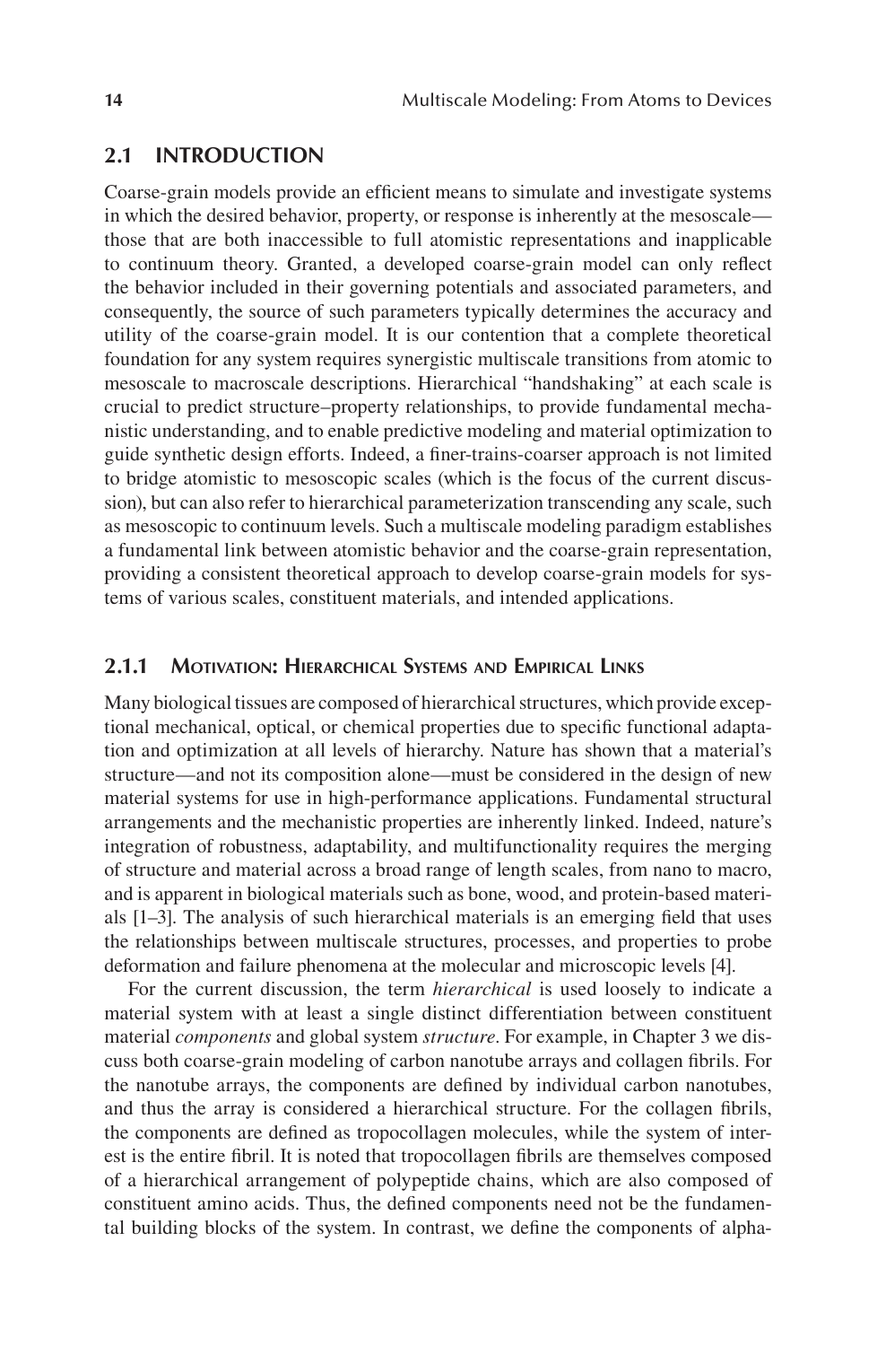## 2.1 INTRODUCTION

Coarse-grain models provide an efficient means to simulate and investigate systems in which the desired behavior, property, or response is inherently at the mesoscale—those that are both inaccessible to full atomistic representations and inapplicable to continuum theory. Granted, a developed coarse-grain model can only reflect the behavior included in their governing potentials and associated parameters, and consequently, the source of such parameters typically determines the accuracy and utility of the coarse-grain model. It is our contention that a complete theoretical foundation for any system requires synergistic multiscale transitions from atomic to mesoscale to macroscale descriptions. Hierarchical "handshaking" at each scale is crucial to predict structure–property relationships, to provide fundamental mechanistic understanding, and to enable predictive modeling and material optimization to guide synthetic design efforts. Indeed, a finer-trains-coarser approach is not limited to bridge atomistic to mesoscopic scales (which is the focus of the current discussion), but can also refer to hierarchical parameterization transcending any scale, such as mesoscopic to continuum levels. Such a multiscale modeling paradigm establishes a fundamental link between atomistic behavior and the coarse-grain representation, providing a consistent theoretical approach to develop coarse-grain models for systems of various scales, constituent materials, and intended applications.

### 2.1.1 Motivation: Hierarchical Systems and Empirical Links

Many biological tissues are composed of hierarchical structures, which provide exceptional mechanical, optical, or chemical properties due to specific functional adaptation and optimization at all levels of hierarchy. Nature has shown that a material's structure—and not its composition alone—must be considered in the design of new material systems for use in high-performance applications. Fundamental structural arrangements and the mechanistic properties are inherently linked. Indeed, nature's integration of robustness, adaptability, and multifunctionality requires the merging of structure and material across a broad range of length scales, from nano to macro, and is apparent in biological materials such as bone, wood, and protein-based materials [1–3]. The analysis of such hierarchical materials is an emerging field that uses the relationships between multiscale structures, processes, and properties to probe deformation and failure phenomena at the molecular and microscopic levels [4].

For the current discussion, the term *hierarchical* is used loosely to indicate a material system with at least a single distinct differentiation between constituent material *components* and global system *structure*. For example, in Chapter 3 we discuss both coarse-grain modeling of carbon nanotube arrays and collagen fibrils. For the nanotube arrays, the components are defined by individual carbon nanotubes, and thus the array is considered a hierarchical structure. For the collagen fibrils, the components are defined as tropocollagen molecules, while the system of interest is the entire fibril. It is noted that tropocollagen fibrils are themselves composed of a hierarchical arrangement of polypeptide chains, which are also composed of constituent amino acids. Thus, the defined components need not be the fundamental building blocks of the system. In contrast, we define the components of alpha-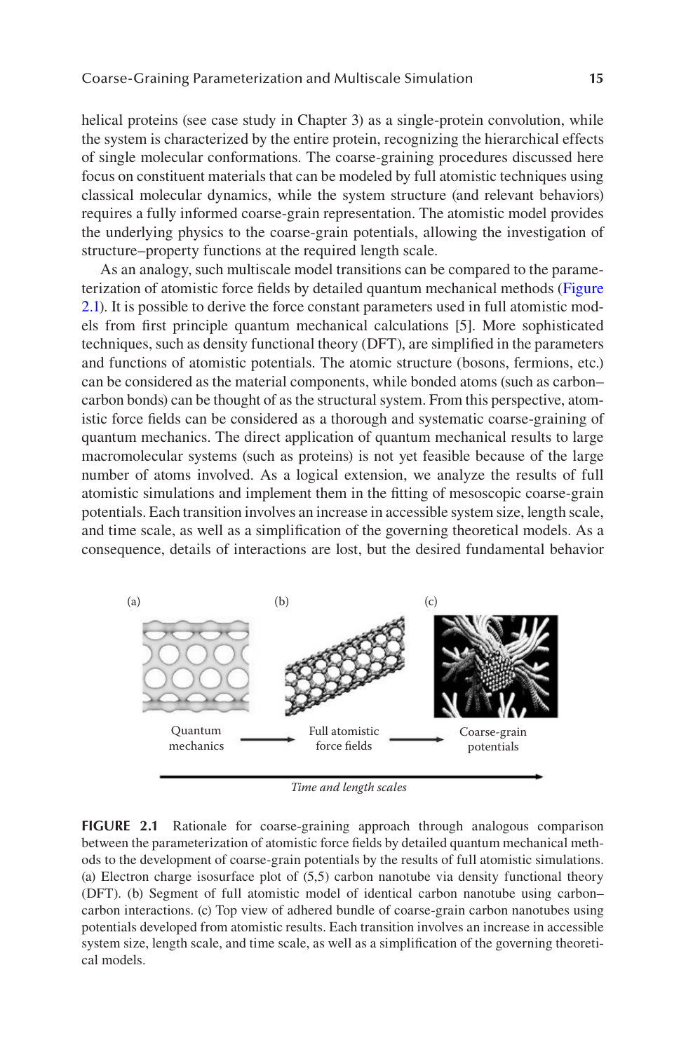helical proteins (see case study in Chapter 3) as a single-protein convolution, while the system is characterized by the entire protein, recognizing the hierarchical effects of single molecular conformations. The coarse-graining procedures discussed here focus on constituent materials that can be modeled by full atomistic techniques using classical molecular dynamics, while the system structure (and relevant behaviors) requires a fully informed coarse-grain representation. The atomistic model provides the underlying physics to the coarse-grain potentials, allowing the investigation of structure–property functions at the required length scale.

As an analogy, such multiscale model transitions can be compared to the parameterization of atomistic force fields by detailed quantum mechanical methods (Figure 2.1). It is possible to derive the force constant parameters used in full atomistic models from first principle quantum mechanical calculations [5]. More sophisticated techniques, such as density functional theory (DFT), are simplified in the parameters and functions of atomistic potentials. The atomic structure (bosons, fermions, etc.) can be considered as the material components, while bonded atoms (such as carbon–carbon bonds) can be thought of as the structural system. From this perspective, atomistic force fields can be considered as a thorough and systematic coarse-graining of quantum mechanics. The direct application of quantum mechanical results to large macromolecular systems (such as proteins) is not yet feasible because of the large number of atoms involved. As a logical extension, we analyze the results of full atomistic simulations and implement them in the fitting of mesoscopic coarse-grain potentials. Each transition involves an increase in accessible system size, length scale, and time scale, as well as a simplification of the governing theoretical models. As a consequence, details of interactions are lost, but the desired fundamental behavior

**FIGURE 2.1** Rationale for coarse-graining approach through analogous comparison between the parameterization of atomistic force fields by detailed quantum mechanical methods to the development of coarse-grain potentials by the results of full atomistic simulations. (a) Electron charge isosurface plot of (5,5) carbon nanotube via density functional theory (DFT). (b) Segment of full atomistic model of identical carbon nanotube using carbon–carbon interactions. (c) Top view of adhered bundle of coarse-grain carbon nanotubes using potentials developed from atomistic results. Each transition involves an increase in accessible system size, length scale, and time scale, as well as a simplification of the governing theoretical models.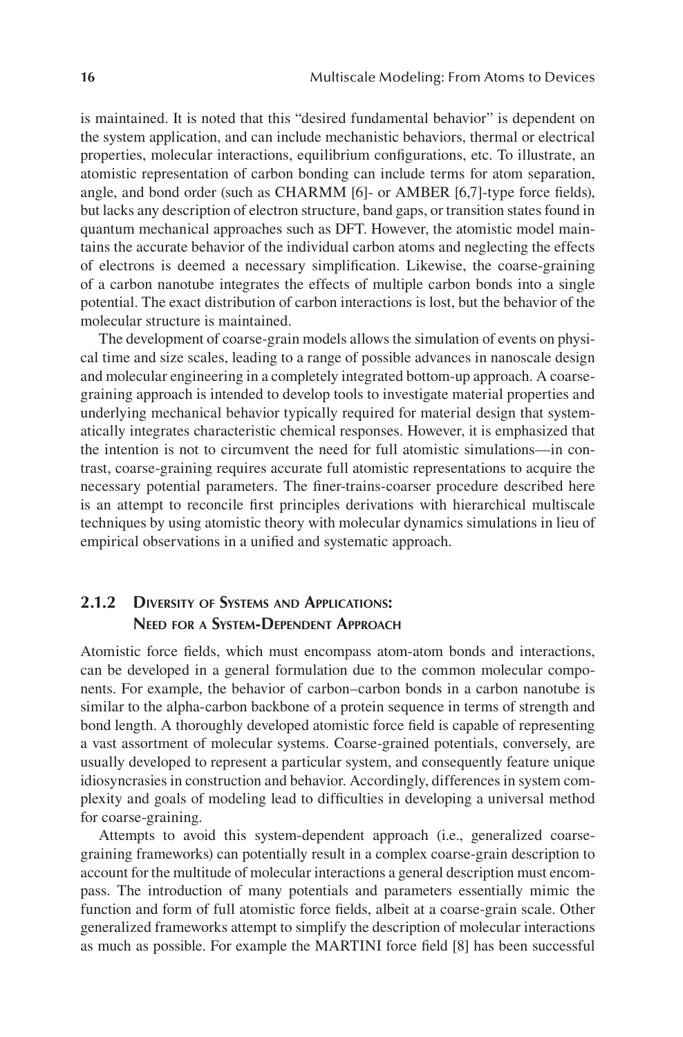is maintained. It is noted that this "desired fundamental behavior" is dependent on the system application, and can include mechanistic behaviors, thermal or electrical properties, molecular interactions, equilibrium configurations, etc. To illustrate, an atomistic representation of carbon bonding can include terms for atom separation, angle, and bond order (such as CHARMM [6]- or AMBER [6,7]-type force fields), but lacks any description of electron structure, band gaps, or transition states found in quantum mechanical approaches such as DFT. However, the atomistic model maintains the accurate behavior of the individual carbon atoms and neglecting the effects of electrons is deemed a necessary simplification. Likewise, the coarse-graining of a carbon nanotube integrates the effects of multiple carbon bonds into a single potential. The exact distribution of carbon interactions is lost, but the behavior of the molecular structure is maintained.

The development of coarse-grain models allows the simulation of events on physical time and size scales, leading to a range of possible advances in nanoscale design and molecular engineering in a completely integrated bottom-up approach. A coarse-graining approach is intended to develop tools to investigate material properties and underlying mechanical behavior typically required for material design that systematically integrates characteristic chemical responses. However, it is emphasized that the intention is not to circumvent the need for full atomistic simulations—in contrast, coarse-graining requires accurate full atomistic representations to acquire the necessary potential parameters. The finer-trains-coarser procedure described here is an attempt to reconcile first principles derivations with hierarchical multiscale techniques by using atomistic theory with molecular dynamics simulations in lieu of empirical observations in a unified and systematic approach.

### 2.1.2 Diversity of Systems and Applications: Need for a System-Dependent Approach

Atomistic force fields, which must encompass atom-atom bonds and interactions, can be developed in a general formulation due to the common molecular components. For example, the behavior of carbon–carbon bonds in a carbon nanotube is similar to the alpha-carbon backbone of a protein sequence in terms of strength and bond length. A thoroughly developed atomistic force field is capable of representing a vast assortment of molecular systems. Coarse-grained potentials, conversely, are usually developed to represent a particular system, and consequently feature unique idiosyncrasies in construction and behavior. Accordingly, differences in system complexity and goals of modeling lead to difficulties in developing a universal method for coarse-graining.

Attempts to avoid this system-dependent approach (i.e., generalized coarse-graining frameworks) can potentially result in a complex coarse-grain description to account for the multitude of molecular interactions a general description must encompass. The introduction of many potentials and parameters essentially mimic the function and form of full atomistic force fields, albeit at a coarse-grain scale. Other generalized frameworks attempt to simplify the description of molecular interactions as much as possible. For example the MARTINI force field [8] has been successful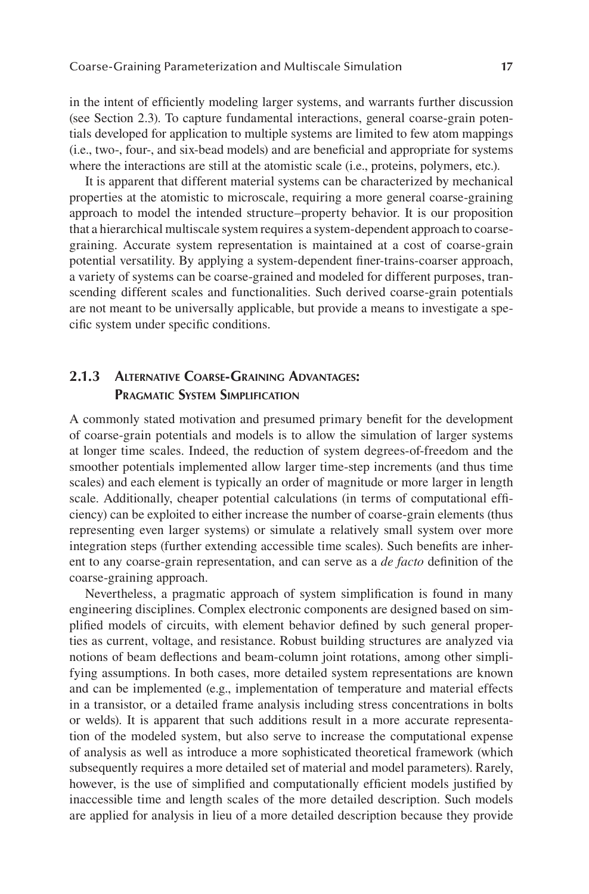in the intent of efficiently modeling larger systems, and warrants further discussion (see Section 2.3). To capture fundamental interactions, general coarse-grain potentials developed for application to multiple systems are limited to few atom mappings (i.e., two-, four-, and six-bead models) and are beneficial and appropriate for systems where the interactions are still at the atomistic scale (i.e., proteins, polymers, etc.).

It is apparent that different material systems can be characterized by mechanical properties at the atomistic to microscale, requiring a more general coarse-graining approach to model the intended structure–property behavior. It is our proposition that a hierarchical multiscale system requires a system-dependent approach to coarse-graining. Accurate system representation is maintained at a cost of coarse-grain potential versatility. By applying a system-dependent finer-trains-coarser approach, a variety of systems can be coarse-grained and modeled for different purposes, transcending different scales and functionalities. Such derived coarse-grain potentials are not meant to be universally applicable, but provide a means to investigate a specific system under specific conditions.

### 2.1.3 Alternative Coarse-Graining Advantages: Pragmatic System Simplification

A commonly stated motivation and presumed primary benefit for the development of coarse-grain potentials and models is to allow the simulation of larger systems at longer time scales. Indeed, the reduction of system degrees-of-freedom and the smoother potentials implemented allow larger time-step increments (and thus time scales) and each element is typically an order of magnitude or more larger in length scale. Additionally, cheaper potential calculations (in terms of computational efficiency) can be exploited to either increase the number of coarse-grain elements (thus representing even larger systems) or simulate a relatively small system over more integration steps (further extending accessible time scales). Such benefits are inherent to any coarse-grain representation, and can serve as a *de facto* definition of the coarse-graining approach.

Nevertheless, a pragmatic approach of system simplification is found in many engineering disciplines. Complex electronic components are designed based on simplified models of circuits, with element behavior defined by such general properties as current, voltage, and resistance. Robust building structures are analyzed via notions of beam deflections and beam-column joint rotations, among other simplifying assumptions. In both cases, more detailed system representations are known and can be implemented (e.g., implementation of temperature and material effects in a transistor, or a detailed frame analysis including stress concentrations in bolts or welds). It is apparent that such additions result in a more accurate representation of the modeled system, but also serve to increase the computational expense of analysis as well as introduce a more sophisticated theoretical framework (which subsequently requires a more detailed set of material and model parameters). Rarely, however, is the use of simplified and computationally efficient models justified by inaccessible time and length scales of the more detailed description. Such models are applied for analysis in lieu of a more detailed description because they provide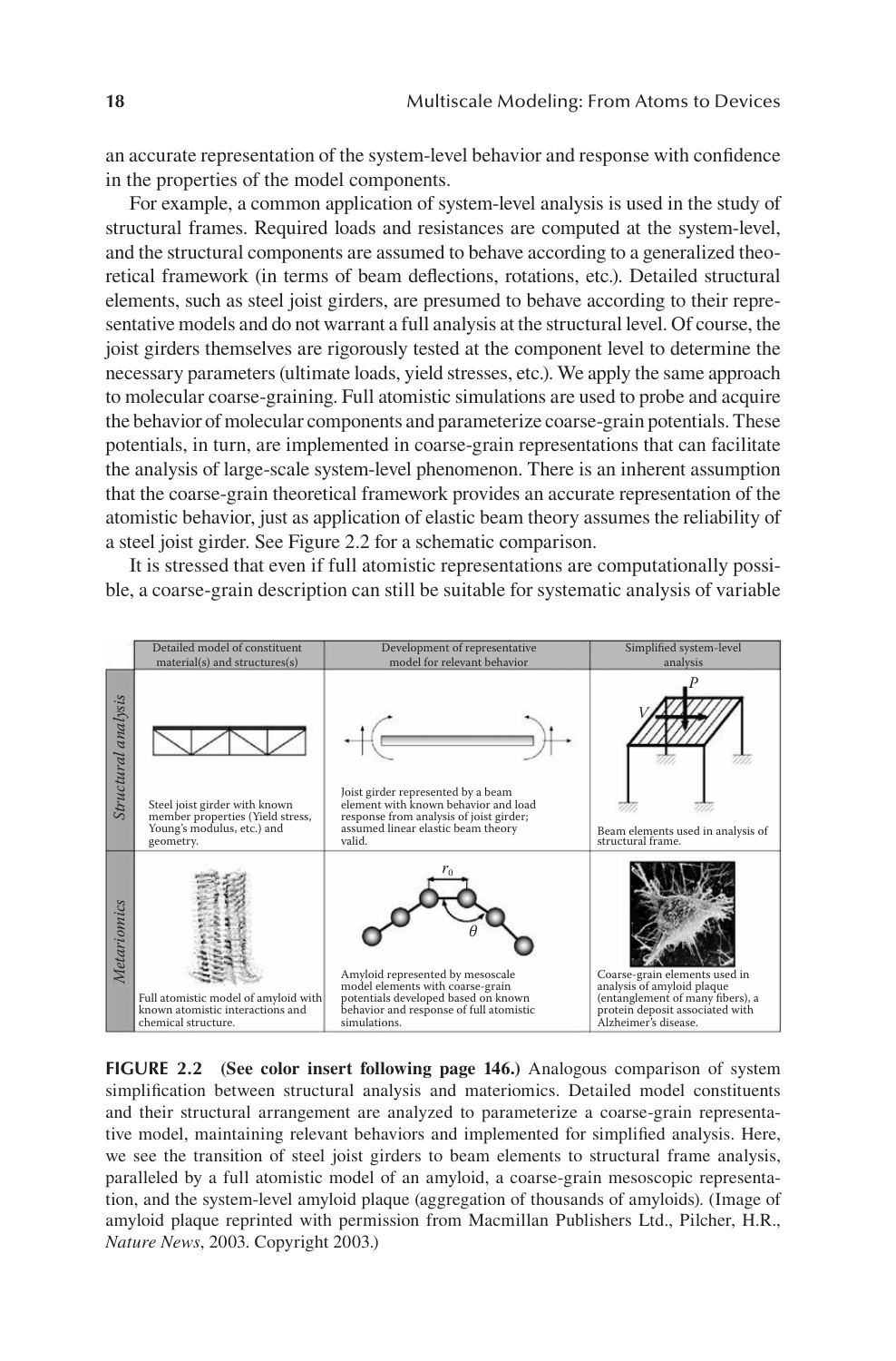an accurate representation of the system-level behavior and response with confidence in the properties of the model components.

For example, a common application of system-level analysis is used in the study of structural frames. Required loads and resistances are computed at the system-level, and the structural components are assumed to behave according to a generalized theoretical framework (in terms of beam deflections, rotations, etc.). Detailed structural elements, such as steel joist girders, are presumed to behave according to their representative models and do not warrant a full analysis at the structural level. Of course, the joist girders themselves are rigorously tested at the component level to determine the necessary parameters (ultimate loads, yield stresses, etc.). We apply the same approach to molecular coarse-graining. Full atomistic simulations are used to probe and acquire the behavior of molecular components and parameterize coarse-grain potentials. These potentials, in turn, are implemented in coarse-grain representations that can facilitate the analysis of large-scale system-level phenomenon. There is an inherent assumption that the coarse-grain theoretical framework provides an accurate representation of the atomistic behavior, just as application of elastic beam theory assumes the reliability of a steel joist girder. See Figure 2.2 for a schematic comparison.

It is stressed that even if full atomistic representations are computationally possible, a coarse-grain description can still be suitable for systematic analysis of variable

| | Detailed model of constituent material(s) and structures(s) | Development of representative model for relevant behavior | Simplified system-level analysis |
|---|---|---|---|
| *Structural analysis* | Steel joist girder with known member properties (Yield stress, Young's modulus, etc.) and geometry. | Joist girder represented by a beam element with known behavior and load response from analysis of joist girder; assumed linear elastic beam theory valid. | Beam elements used in analysis of structural frame. |
| *Metariomics* | Full atomistic model of amyloid with known atomistic interactions and chemical structure. | Amyloid represented by mesoscale model elements with coarse-grain potentials developed based on known behavior and response of full atomistic simulations. | Coarse-grain elements used in analysis of amyloid plaque (entanglement of many fibers), a protein deposit associated with Alzheimer's disease. |

**FIGURE 2.2 (See color insert following page 146.)** Analogous comparison of system simplification between structural analysis and materiomics. Detailed model constituents and their structural arrangement are analyzed to parameterize a coarse-grain representative model, maintaining relevant behaviors and implemented for simplified analysis. Here, we see the transition of steel joist girders to beam elements to structural frame analysis, paralleled by a full atomistic model of an amyloid, a coarse-grain mesoscopic representation, and the system-level amyloid plaque (aggregation of thousands of amyloids). (Image of amyloid plaque reprinted with permission from Macmillan Publishers Ltd., Pilcher, H.R., *Nature News*, 2003. Copyright 2003.)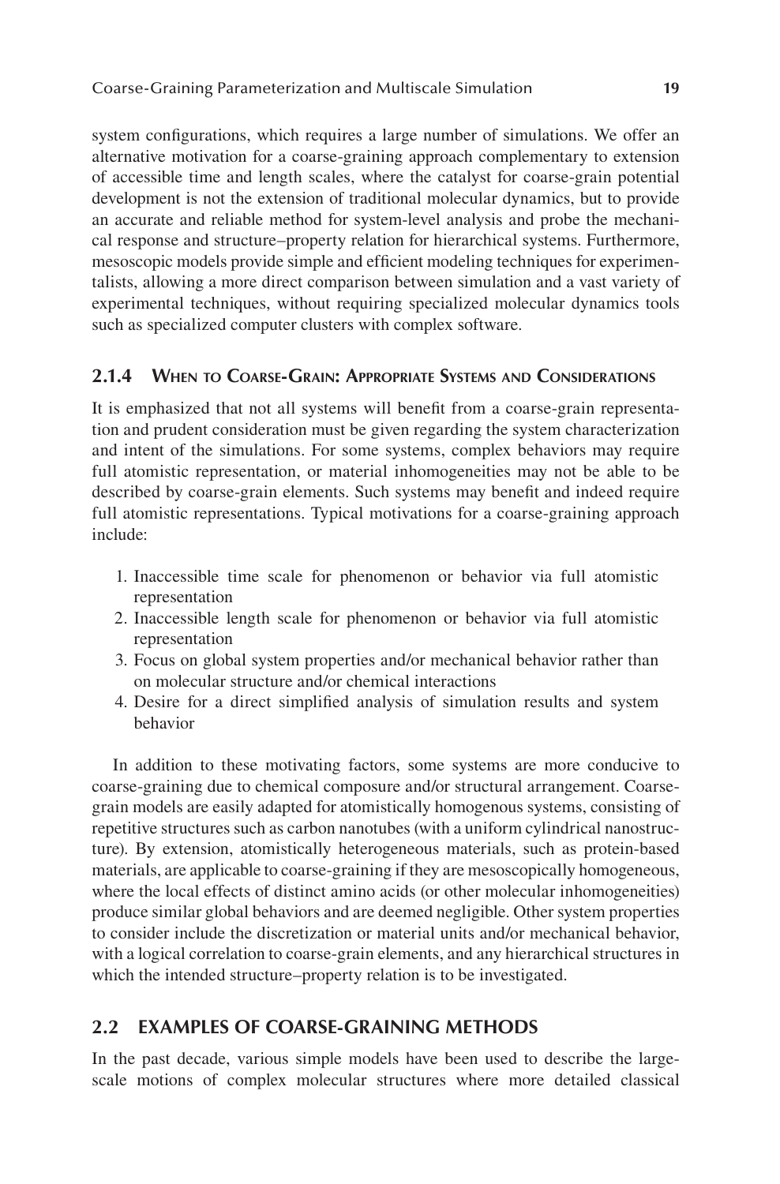system configurations, which requires a large number of simulations. We offer an alternative motivation for a coarse-graining approach complementary to extension of accessible time and length scales, where the catalyst for coarse-grain potential development is not the extension of traditional molecular dynamics, but to provide an accurate and reliable method for system-level analysis and probe the mechanical response and structure–property relation for hierarchical systems. Furthermore, mesoscopic models provide simple and efficient modeling techniques for experimentalists, allowing a more direct comparison between simulation and a vast variety of experimental techniques, without requiring specialized molecular dynamics tools such as specialized computer clusters with complex software.

### 2.1.4 When to Coarse-Grain: Appropriate Systems and Considerations

It is emphasized that not all systems will benefit from a coarse-grain representation and prudent consideration must be given regarding the system characterization and intent of the simulations. For some systems, complex behaviors may require full atomistic representation, or material inhomogeneities may not be able to be described by coarse-grain elements. Such systems may benefit and indeed require full atomistic representations. Typical motivations for a coarse-graining approach include:

1. Inaccessible time scale for phenomenon or behavior via full atomistic representation
2. Inaccessible length scale for phenomenon or behavior via full atomistic representation
3. Focus on global system properties and/or mechanical behavior rather than on molecular structure and/or chemical interactions
4. Desire for a direct simplified analysis of simulation results and system behavior

In addition to these motivating factors, some systems are more conducive to coarse-graining due to chemical composure and/or structural arrangement. Coarse-grain models are easily adapted for atomistically homogenous systems, consisting of repetitive structures such as carbon nanotubes (with a uniform cylindrical nanostructure). By extension, atomistically heterogeneous materials, such as protein-based materials, are applicable to coarse-graining if they are mesoscopically homogeneous, where the local effects of distinct amino acids (or other molecular inhomogeneities) produce similar global behaviors and are deemed negligible. Other system properties to consider include the discretization or material units and/or mechanical behavior, with a logical correlation to coarse-grain elements, and any hierarchical structures in which the intended structure–property relation is to be investigated.

## 2.2 EXAMPLES OF COARSE-GRAINING METHODS

In the past decade, various simple models have been used to describe the large-scale motions of complex molecular structures where more detailed classical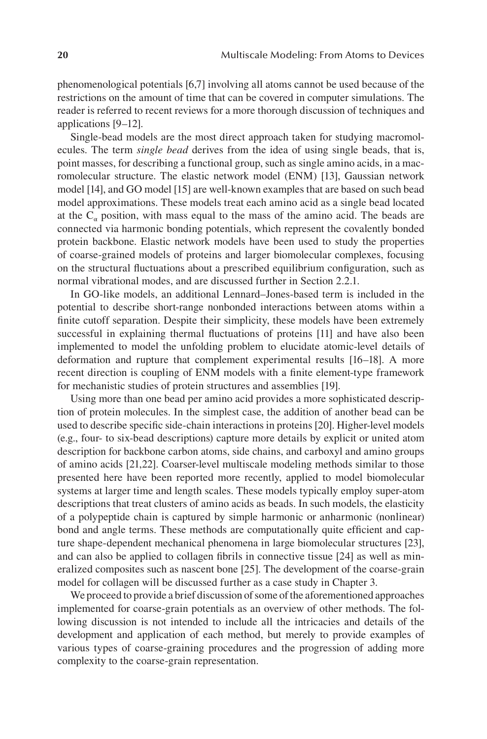phenomenological potentials [6,7] involving all atoms cannot be used because of the restrictions on the amount of time that can be covered in computer simulations. The reader is referred to recent reviews for a more thorough discussion of techniques and applications [9–12].

Single-bead models are the most direct approach taken for studying macromolecules. The term *single bead* derives from the idea of using single beads, that is, point masses, for describing a functional group, such as single amino acids, in a macromolecular structure. The elastic network model (ENM) [13], Gaussian network model [14], and GO model [15] are well-known examples that are based on such bead model approximations. These models treat each amino acid as a single bead located at the $C_\alpha$ position, with mass equal to the mass of the amino acid. The beads are connected via harmonic bonding potentials, which represent the covalently bonded protein backbone. Elastic network models have been used to study the properties of coarse-grained models of proteins and larger biomolecular complexes, focusing on the structural fluctuations about a prescribed equilibrium configuration, such as normal vibrational modes, and are discussed further in Section 2.2.1.

In GO-like models, an additional Lennard–Jones-based term is included in the potential to describe short-range nonbonded interactions between atoms within a finite cutoff separation. Despite their simplicity, these models have been extremely successful in explaining thermal fluctuations of proteins [11] and have also been implemented to model the unfolding problem to elucidate atomic-level details of deformation and rupture that complement experimental results [16–18]. A more recent direction is coupling of ENM models with a finite element-type framework for mechanistic studies of protein structures and assemblies [19].

Using more than one bead per amino acid provides a more sophisticated description of protein molecules. In the simplest case, the addition of another bead can be used to describe specific side-chain interactions in proteins [20]. Higher-level models (e.g., four- to six-bead descriptions) capture more details by explicit or united atom description for backbone carbon atoms, side chains, and carboxyl and amino groups of amino acids [21,22]. Coarser-level multiscale modeling methods similar to those presented here have been reported more recently, applied to model biomolecular systems at larger time and length scales. These models typically employ super-atom descriptions that treat clusters of amino acids as beads. In such models, the elasticity of a polypeptide chain is captured by simple harmonic or anharmonic (nonlinear) bond and angle terms. These methods are computationally quite efficient and capture shape-dependent mechanical phenomena in large biomolecular structures [23], and can also be applied to collagen fibrils in connective tissue [24] as well as mineralized composites such as nascent bone [25]. The development of the coarse-grain model for collagen will be discussed further as a case study in Chapter 3.

We proceed to provide a brief discussion of some of the aforementioned approaches implemented for coarse-grain potentials as an overview of other methods. The following discussion is not intended to include all the intricacies and details of the development and application of each method, but merely to provide examples of various types of coarse-graining procedures and the progression of adding more complexity to the coarse-grain representation.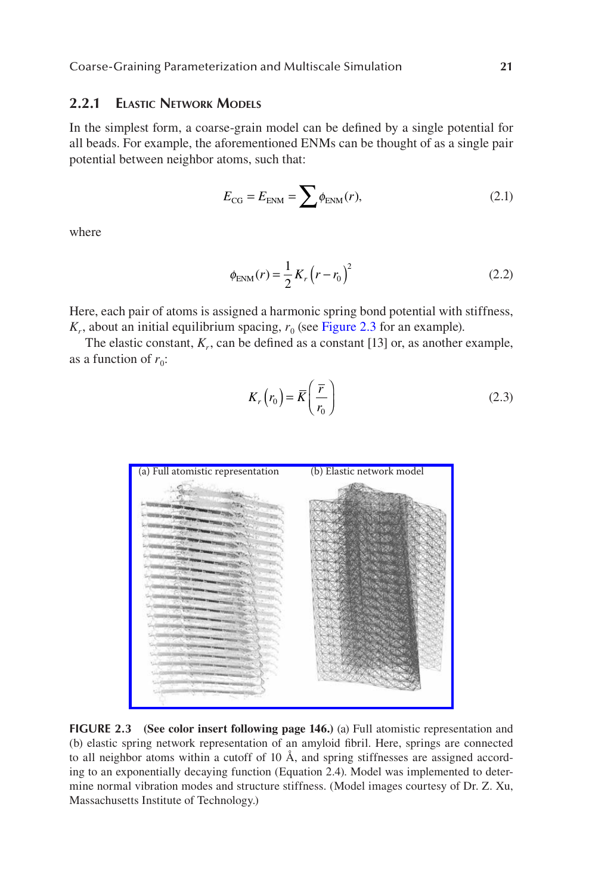### 2.2.1 Elastic Network Models

In the simplest form, a coarse-grain model can be defined by a single potential for all beads. For example, the aforementioned ENMs can be thought of as a single pair potential between neighbor atoms, such that:

$$E_{\text{CG}} = E_{\text{ENM}} = \sum \phi_{\text{ENM}}(r), \tag{2.1}$$

where

$$\phi_{\text{ENM}}(r) = \frac{1}{2} K_r \left(r - r_0\right)^2 \tag{2.2}$$

Here, each pair of atoms is assigned a harmonic spring bond potential with stiffness, $K_r$, about an initial equilibrium spacing, $r_0$ (see Figure 2.3 for an example).

The elastic constant, $K_r$, can be defined as a constant [13] or, as another example, as a function of $r_0$:

$$K_r\left(r_0\right) = \bar{K}\left(\frac{\bar{r}}{r_0}\right) \tag{2.3}$$

**FIGURE 2.3 (See color insert following page 146.)** (a) Full atomistic representation and (b) elastic spring network representation of an amyloid fibril. Here, springs are connected to all neighbor atoms within a cutoff of 10 Å, and spring stiffnesses are assigned according to an exponentially decaying function (Equation 2.4). Model was implemented to determine normal vibration modes and structure stiffness. (Model images courtesy of Dr. Z. Xu, Massachusetts Institute of Technology.)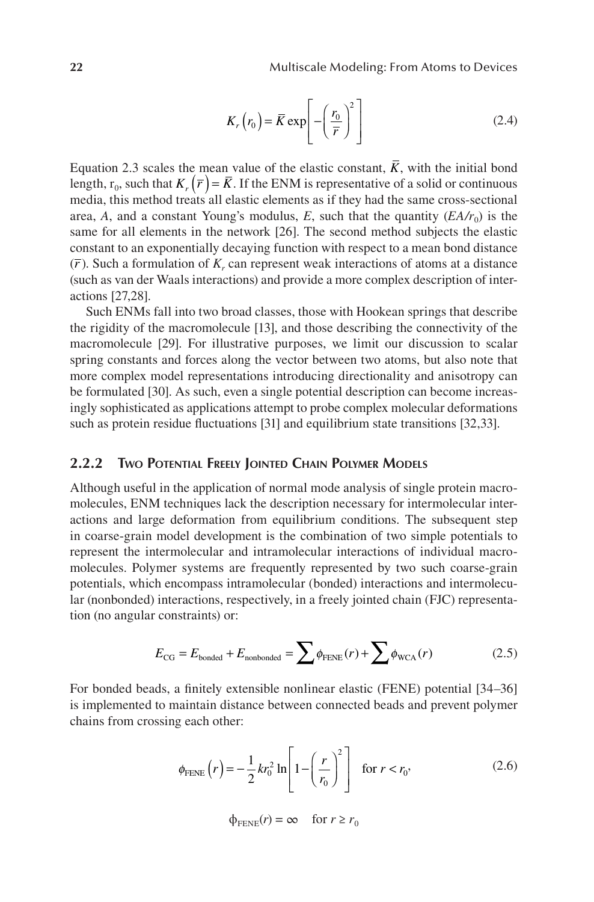$$K_r\left(r_0\right) = \bar{K}\exp\left[-\left(\frac{r_0}{\bar{r}}\right)^2\right] \tag{2.4}$$

Equation 2.3 scales the mean value of the elastic constant, $\bar{K}$, with the initial bond length, $r_0$, such that $K_r\left(\bar{r}\right) = \bar{K}$. If the ENM is representative of a solid or continuous media, this method treats all elastic elements as if they had the same cross-sectional area, $A$, and a constant Young's modulus, $E$, such that the quantity ($EA/r_0$) is the same for all elements in the network [26]. The second method subjects the elastic constant to an exponentially decaying function with respect to a mean bond distance ($\bar{r}$). Such a formulation of $K_r$ can represent weak interactions of atoms at a distance (such as van der Waals interactions) and provide a more complex description of interactions [27,28].

Such ENMs fall into two broad classes, those with Hookean springs that describe the rigidity of the macromolecule [13], and those describing the connectivity of the macromolecule [29]. For illustrative purposes, we limit our discussion to scalar spring constants and forces along the vector between two atoms, but also note that more complex model representations introducing directionality and anisotropy can be formulated [30]. As such, even a single potential description can become increasingly sophisticated as applications attempt to probe complex molecular deformations such as protein residue fluctuations [31] and equilibrium state transitions [32,33].

### 2.2.2 Two Potential Freely Jointed Chain Polymer Models

Although useful in the application of normal mode analysis of single protein macromolecules, ENM techniques lack the description necessary for intermolecular interactions and large deformation from equilibrium conditions. The subsequent step in coarse-grain model development is the combination of two simple potentials to represent the intermolecular and intramolecular interactions of individual macromolecules. Polymer systems are frequently represented by two such coarse-grain potentials, which encompass intramolecular (bonded) interactions and intermolecular (nonbonded) interactions, respectively, in a freely jointed chain (FJC) representation (no angular constraints) or:

$$E_{\text{CG}} = E_{\text{bonded}} + E_{\text{nonbonded}} = \sum \phi_{\text{FENE}}(r) + \sum \phi_{\text{WCA}}(r) \tag{2.5}$$

For bonded beads, a finitely extensible nonlinear elastic (FENE) potential [34–36] is implemented to maintain distance between connected beads and prevent polymer chains from crossing each other:

$$\phi_{\text{FENE}}\left(r\right) = -\frac{1}{2}kr_0^2\ln\left[1-\left(\frac{r}{r_0}\right)^2\right] \quad \text{for } r < r_0, \tag{2.6}$$

$$\phi_{\text{FENE}}(r) = \infty \quad \text{for } r \geq r_0$$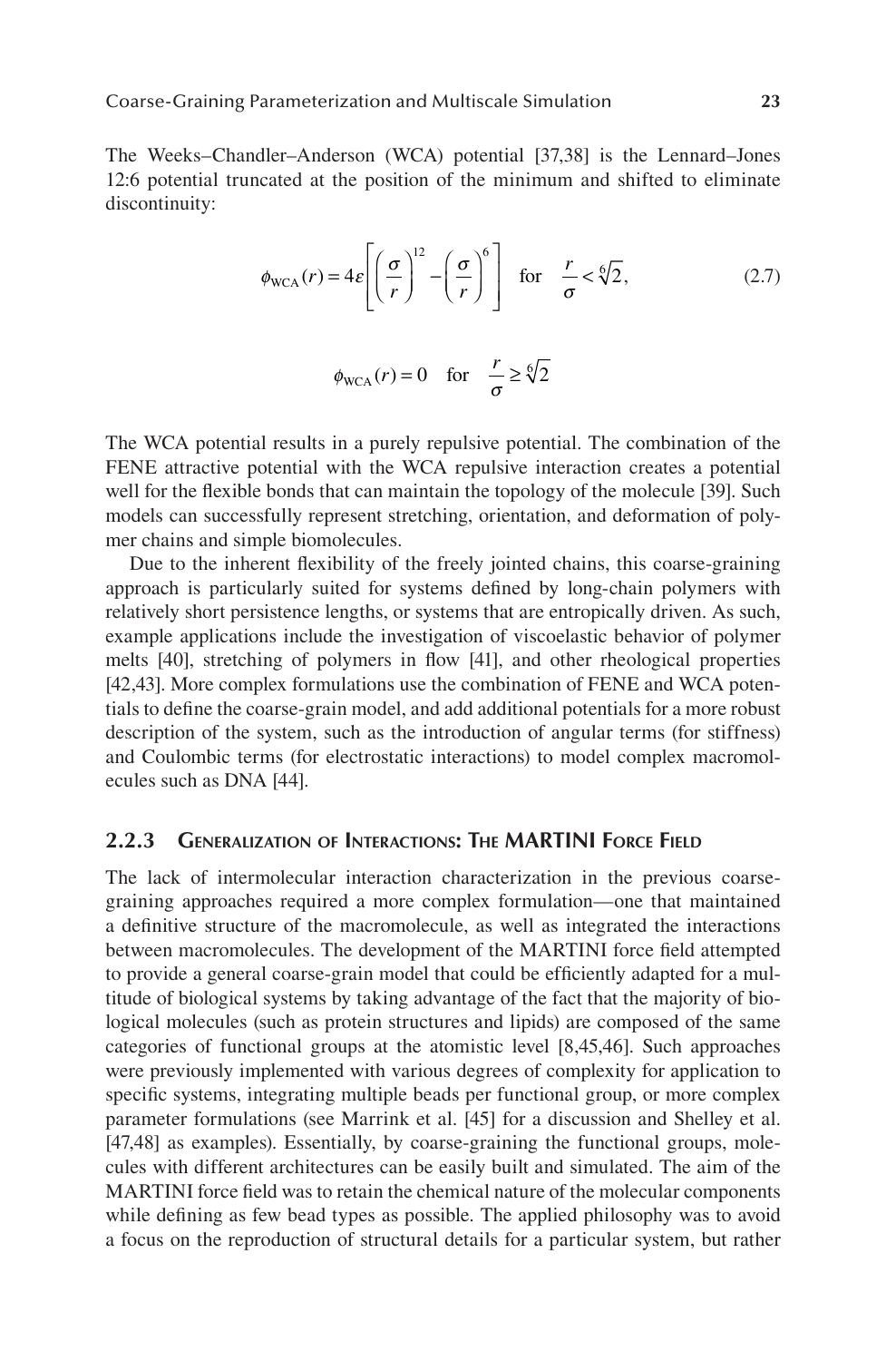The Weeks–Chandler–Anderson (WCA) potential [37,38] is the Lennard–Jones 12:6 potential truncated at the position of the minimum and shifted to eliminate discontinuity:

$$\phi_{\mathrm{WCA}}(r) = 4\varepsilon\left[\left(\frac{\sigma}{r}\right)^{12} - \left(\frac{\sigma}{r}\right)^{6}\right] \quad \text{for} \quad \frac{r}{\sigma} < \sqrt[6]{2}, \tag{2.7}$$

$$\phi_{\mathrm{WCA}}(r) = 0 \quad \text{for} \quad \frac{r}{\sigma} \geq \sqrt[6]{2}$$

The WCA potential results in a purely repulsive potential. The combination of the FENE attractive potential with the WCA repulsive interaction creates a potential well for the flexible bonds that can maintain the topology of the molecule [39]. Such models can successfully represent stretching, orientation, and deformation of polymer chains and simple biomolecules.

Due to the inherent flexibility of the freely jointed chains, this coarse-graining approach is particularly suited for systems defined by long-chain polymers with relatively short persistence lengths, or systems that are entropically driven. As such, example applications include the investigation of viscoelastic behavior of polymer melts [40], stretching of polymers in flow [41], and other rheological properties [42,43]. More complex formulations use the combination of FENE and WCA potentials to define the coarse-grain model, and add additional potentials for a more robust description of the system, such as the introduction of angular terms (for stiffness) and Coulombic terms (for electrostatic interactions) to model complex macromolecules such as DNA [44].

### 2.2.3 Generalization of Interactions: The MARTINI Force Field

The lack of intermolecular interaction characterization in the previous coarse-graining approaches required a more complex formulation—one that maintained a definitive structure of the macromolecule, as well as integrated the interactions between macromolecules. The development of the MARTINI force field attempted to provide a general coarse-grain model that could be efficiently adapted for a multitude of biological systems by taking advantage of the fact that the majority of biological molecules (such as protein structures and lipids) are composed of the same categories of functional groups at the atomistic level [8,45,46]. Such approaches were previously implemented with various degrees of complexity for application to specific systems, integrating multiple beads per functional group, or more complex parameter formulations (see Marrink et al. [45] for a discussion and Shelley et al. [47,48] as examples). Essentially, by coarse-graining the functional groups, molecules with different architectures can be easily built and simulated. The aim of the MARTINI force field was to retain the chemical nature of the molecular components while defining as few bead types as possible. The applied philosophy was to avoid a focus on the reproduction of structural details for a particular system, but rather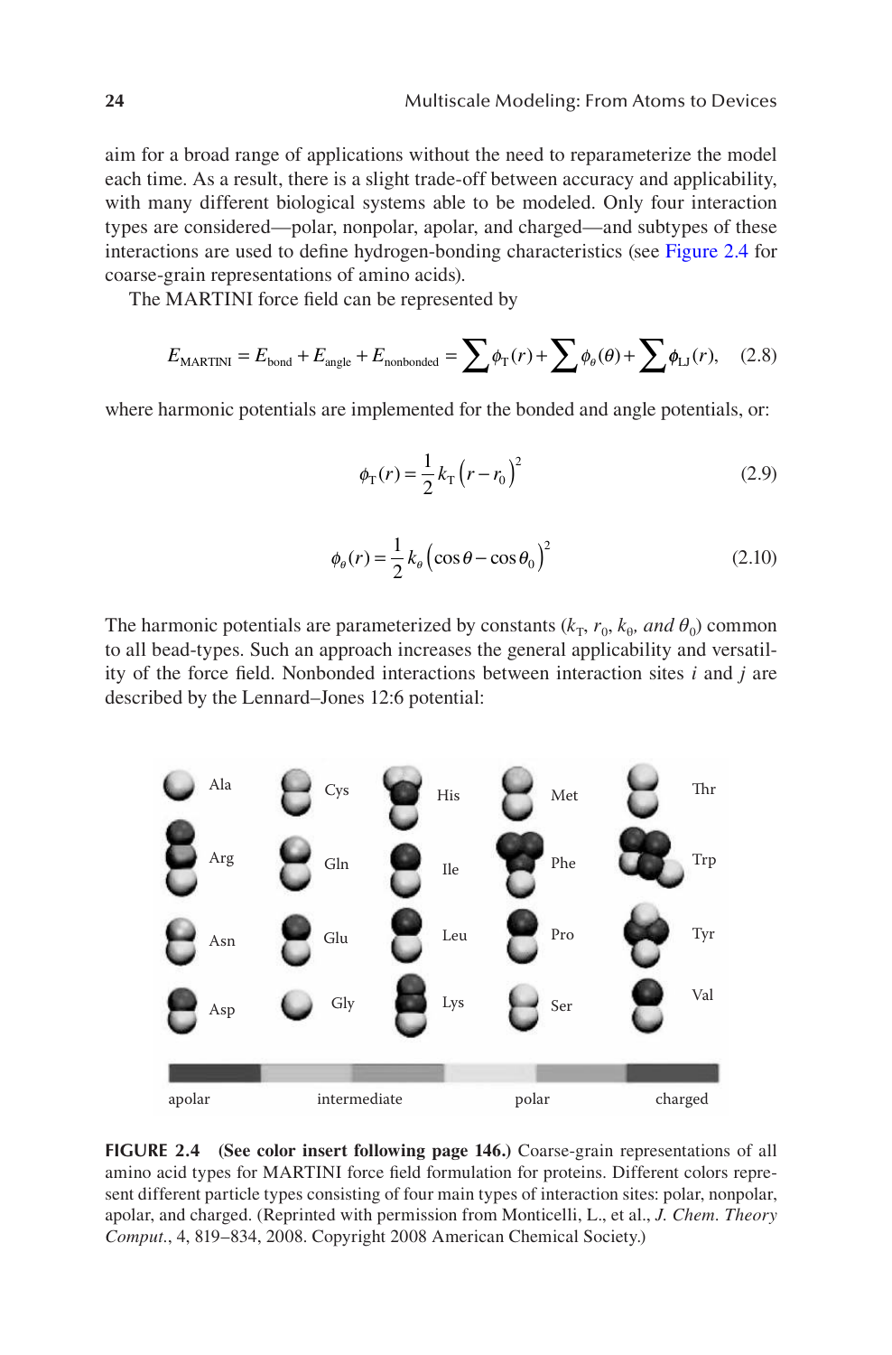aim for a broad range of applications without the need to reparameterize the model each time. As a result, there is a slight trade-off between accuracy and applicability, with many different biological systems able to be modeled. Only four interaction types are considered—polar, nonpolar, apolar, and charged—and subtypes of these interactions are used to define hydrogen-bonding characteristics (see Figure 2.4 for coarse-grain representations of amino acids).

The MARTINI force field can be represented by

$$E_{\text{MARTINI}} = E_{\text{bond}} + E_{\text{angle}} + E_{\text{nonbonded}} = \sum \phi_{\text{T}}(r) + \sum \phi_{\theta}(\theta) + \sum \phi_{\text{LJ}}(r), \quad (2.8)$$

where harmonic potentials are implemented for the bonded and angle potentials, or:

$$\phi_{\text{T}}(r) = \frac{1}{2} k_{\text{T}} \left(r - r_0\right)^2 \quad (2.9)$$

$$\phi_{\theta}(r) = \frac{1}{2} k_{\theta} \left(\cos\theta - \cos\theta_0\right)^2 \quad (2.10)$$

The harmonic potentials are parameterized by constants ($k_{\text{T}}$, $r_0$, $k_{\theta}$, *and* $\theta_0$) common to all bead-types. Such an approach increases the general applicability and versatility of the force field. Nonbonded interactions between interaction sites $i$ and $j$ are described by the Lennard–Jones 12:6 potential:

Ala Cys His Met Thr Arg Gln Ile Phe Trp Asn Glu Leu Pro Tyr Asp Gly Lys Ser Val

apolar intermediate polar charged

**FIGURE 2.4** **(See color insert following page 146.)** Coarse-grain representations of all amino acid types for MARTINI force field formulation for proteins. Different colors represent different particle types consisting of four main types of interaction sites: polar, nonpolar, apolar, and charged. (Reprinted with permission from Monticelli, L., et al., *J. Chem. Theory Comput.*, 4, 819–834, 2008. Copyright 2008 American Chemical Society.)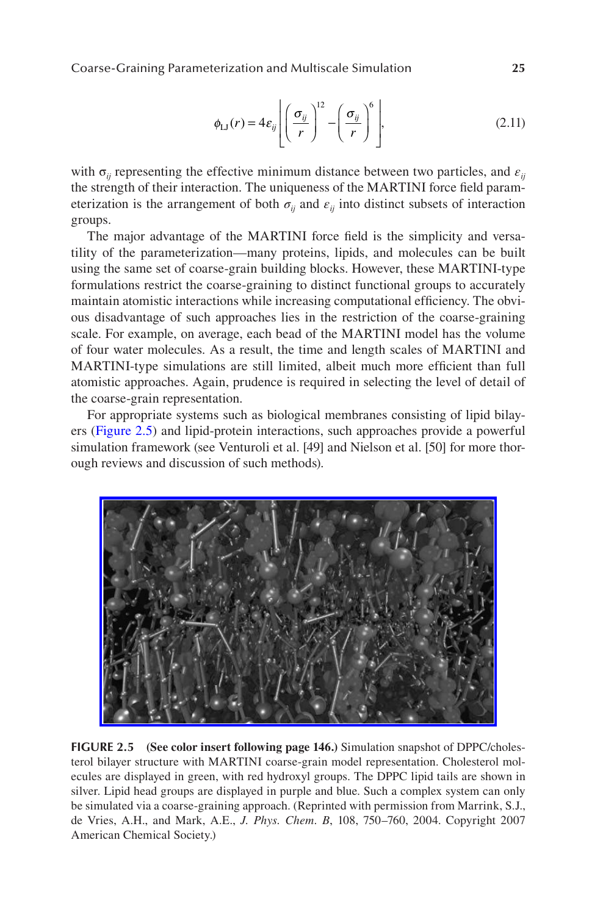$$\phi_{LJ}(r) = 4\varepsilon_{ij}\left[\left(\frac{\sigma_{ij}}{r}\right)^{12} - \left(\frac{\sigma_{ij}}{r}\right)^{6}\right], \tag{2.11}$$

with $\sigma_{ij}$ representing the effective minimum distance between two particles, and $\varepsilon_{ij}$ the strength of their interaction. The uniqueness of the MARTINI force field parameterization is the arrangement of both $\sigma_{ij}$ and $\varepsilon_{ij}$ into distinct subsets of interaction groups.

The major advantage of the MARTINI force field is the simplicity and versatility of the parameterization—many proteins, lipids, and molecules can be built using the same set of coarse-grain building blocks. However, these MARTINI-type formulations restrict the coarse-graining to distinct functional groups to accurately maintain atomistic interactions while increasing computational efficiency. The obvious disadvantage of such approaches lies in the restriction of the coarse-graining scale. For example, on average, each bead of the MARTINI model has the volume of four water molecules. As a result, the time and length scales of MARTINI and MARTINI-type simulations are still limited, albeit much more efficient than full atomistic approaches. Again, prudence is required in selecting the level of detail of the coarse-grain representation.

For appropriate systems such as biological membranes consisting of lipid bilayers (Figure 2.5) and lipid-protein interactions, such approaches provide a powerful simulation framework (see Venturoli et al. [49] and Nielson et al. [50] for more thorough reviews and discussion of such methods).

**FIGURE 2.5** **(See color insert following page 146.)** Simulation snapshot of DPPC/cholesterol bilayer structure with MARTINI coarse-grain model representation. Cholesterol molecules are displayed in green, with red hydroxyl groups. The DPPC lipid tails are shown in silver. Lipid head groups are displayed in purple and blue. Such a complex system can only be simulated via a coarse-graining approach. (Reprinted with permission from Marrink, S.J., de Vries, A.H., and Mark, A.E., *J. Phys. Chem. B*, 108, 750–760, 2004. Copyright 2007 American Chemical Society.)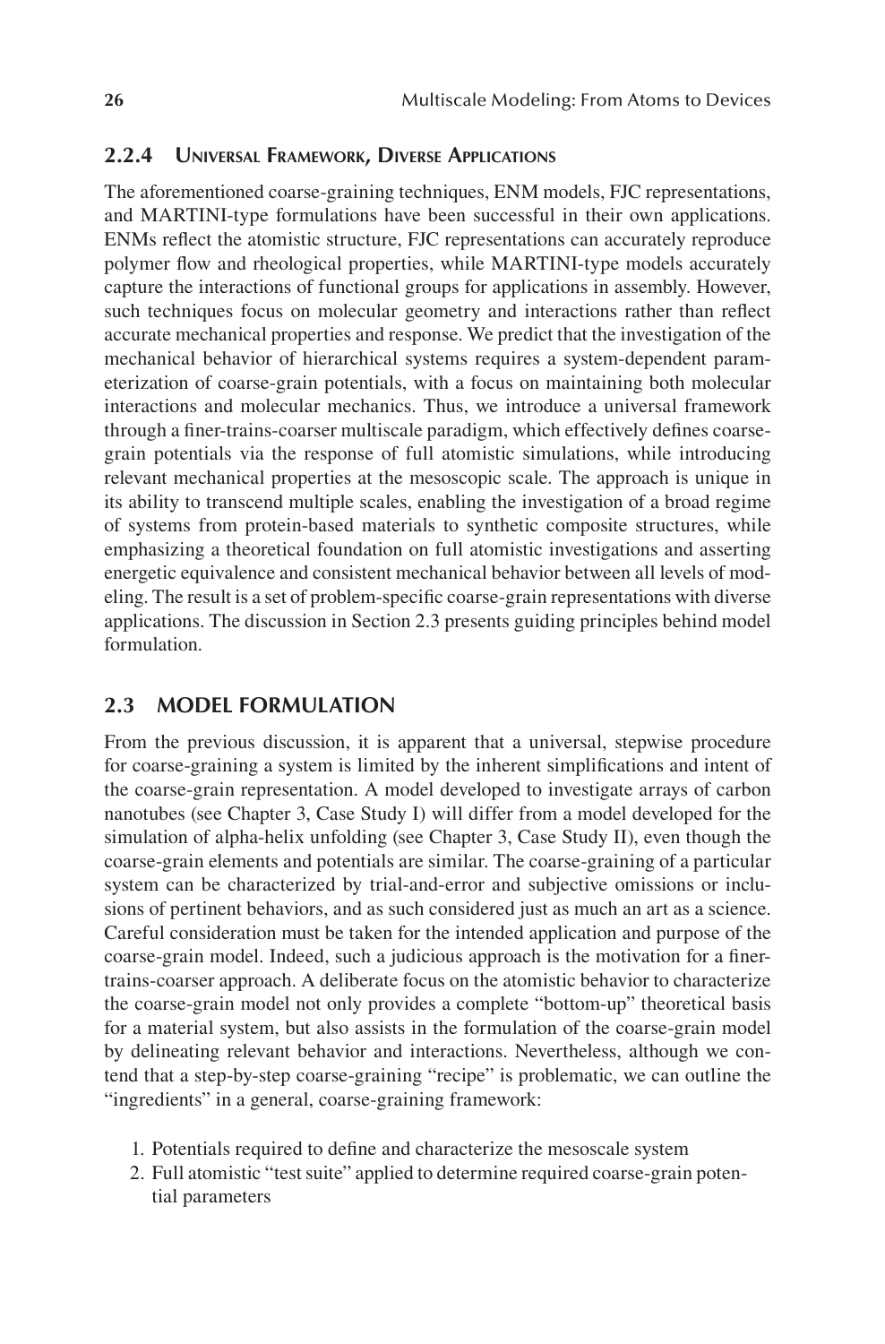### 2.2.4 Universal Framework, Diverse Applications

The aforementioned coarse-graining techniques, ENM models, FJC representations, and MARTINI-type formulations have been successful in their own applications. ENMs reflect the atomistic structure, FJC representations can accurately reproduce polymer flow and rheological properties, while MARTINI-type models accurately capture the interactions of functional groups for applications in assembly. However, such techniques focus on molecular geometry and interactions rather than reflect accurate mechanical properties and response. We predict that the investigation of the mechanical behavior of hierarchical systems requires a system-dependent parameterization of coarse-grain potentials, with a focus on maintaining both molecular interactions and molecular mechanics. Thus, we introduce a universal framework through a finer-trains-coarser multiscale paradigm, which effectively defines coarse-grain potentials via the response of full atomistic simulations, while introducing relevant mechanical properties at the mesoscopic scale. The approach is unique in its ability to transcend multiple scales, enabling the investigation of a broad regime of systems from protein-based materials to synthetic composite structures, while emphasizing a theoretical foundation on full atomistic investigations and asserting energetic equivalence and consistent mechanical behavior between all levels of modeling. The result is a set of problem-specific coarse-grain representations with diverse applications. The discussion in Section 2.3 presents guiding principles behind model formulation.

## 2.3 MODEL FORMULATION

From the previous discussion, it is apparent that a universal, stepwise procedure for coarse-graining a system is limited by the inherent simplifications and intent of the coarse-grain representation. A model developed to investigate arrays of carbon nanotubes (see Chapter 3, Case Study I) will differ from a model developed for the simulation of alpha-helix unfolding (see Chapter 3, Case Study II), even though the coarse-grain elements and potentials are similar. The coarse-graining of a particular system can be characterized by trial-and-error and subjective omissions or inclusions of pertinent behaviors, and as such considered just as much an art as a science. Careful consideration must be taken for the intended application and purpose of the coarse-grain model. Indeed, such a judicious approach is the motivation for a finer-trains-coarser approach. A deliberate focus on the atomistic behavior to characterize the coarse-grain model not only provides a complete "bottom-up" theoretical basis for a material system, but also assists in the formulation of the coarse-grain model by delineating relevant behavior and interactions. Nevertheless, although we contend that a step-by-step coarse-graining "recipe" is problematic, we can outline the "ingredients" in a general, coarse-graining framework:

1. Potentials required to define and characterize the mesoscale system
2. Full atomistic "test suite" applied to determine required coarse-grain potential parameters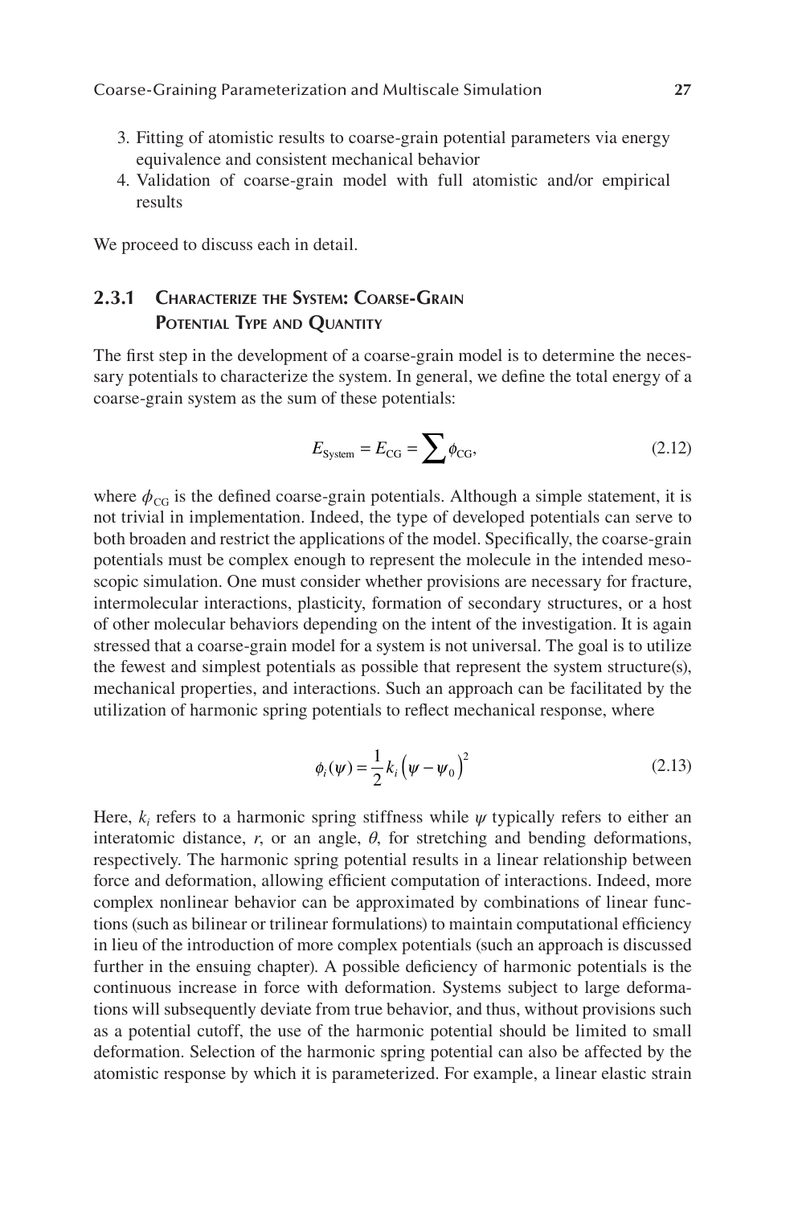3. Fitting of atomistic results to coarse-grain potential parameters via energy equivalence and consistent mechanical behavior
4. Validation of coarse-grain model with full atomistic and/or empirical results

We proceed to discuss each in detail.

### 2.3.1 Characterize the System: Coarse-Grain Potential Type and Quantity

The first step in the development of a coarse-grain model is to determine the necessary potentials to characterize the system. In general, we define the total energy of a coarse-grain system as the sum of these potentials:

$$E_{\text{System}} = E_{\text{CG}} = \sum \phi_{\text{CG}}, \tag{2.12}$$

where $\phi_{\text{CG}}$ is the defined coarse-grain potentials. Although a simple statement, it is not trivial in implementation. Indeed, the type of developed potentials can serve to both broaden and restrict the applications of the model. Specifically, the coarse-grain potentials must be complex enough to represent the molecule in the intended mesoscopic simulation. One must consider whether provisions are necessary for fracture, intermolecular interactions, plasticity, formation of secondary structures, or a host of other molecular behaviors depending on the intent of the investigation. It is again stressed that a coarse-grain model for a system is not universal. The goal is to utilize the fewest and simplest potentials as possible that represent the system structure(s), mechanical properties, and interactions. Such an approach can be facilitated by the utilization of harmonic spring potentials to reflect mechanical response, where

$$\phi_i(\psi) = \frac{1}{2}k_i\left(\psi - \psi_0\right)^2 \tag{2.13}$$

Here, $k_i$ refers to a harmonic spring stiffness while $\psi$ typically refers to either an interatomic distance, $r$, or an angle, $\theta$, for stretching and bending deformations, respectively. The harmonic spring potential results in a linear relationship between force and deformation, allowing efficient computation of interactions. Indeed, more complex nonlinear behavior can be approximated by combinations of linear functions (such as bilinear or trilinear formulations) to maintain computational efficiency in lieu of the introduction of more complex potentials (such an approach is discussed further in the ensuing chapter). A possible deficiency of harmonic potentials is the continuous increase in force with deformation. Systems subject to large deformations will subsequently deviate from true behavior, and thus, without provisions such as a potential cutoff, the use of the harmonic potential should be limited to small deformation. Selection of the harmonic spring potential can also be affected by the atomistic response by which it is parameterized. For example, a linear elastic strain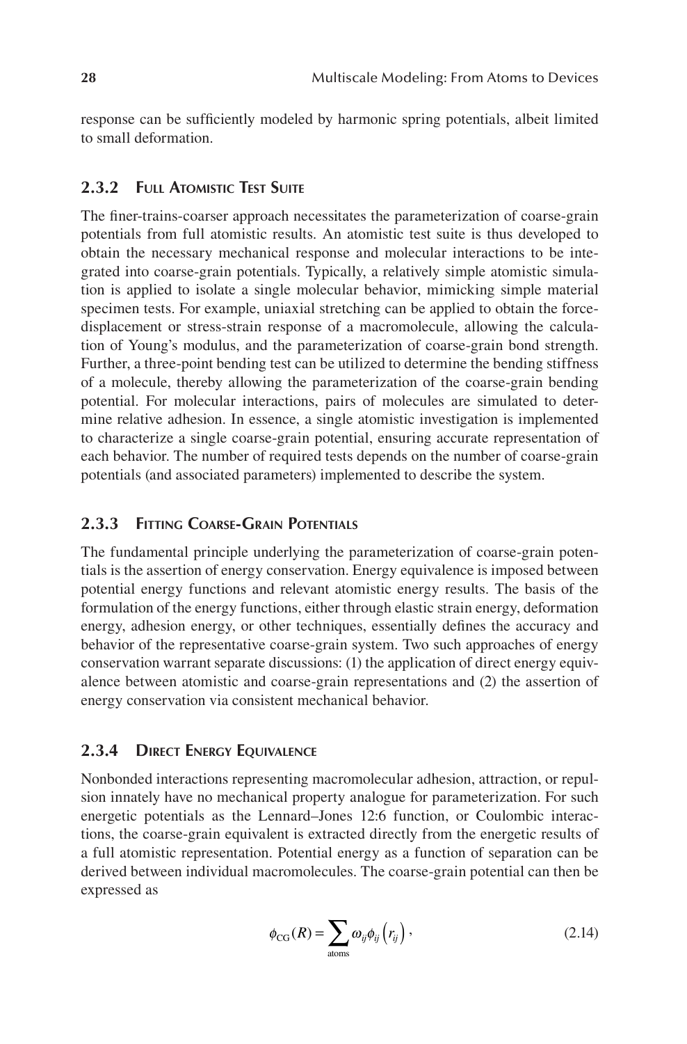response can be sufficiently modeled by harmonic spring potentials, albeit limited to small deformation.

### 2.3.2 Full Atomistic Test Suite

The finer-trains-coarser approach necessitates the parameterization of coarse-grain potentials from full atomistic results. An atomistic test suite is thus developed to obtain the necessary mechanical response and molecular interactions to be integrated into coarse-grain potentials. Typically, a relatively simple atomistic simulation is applied to isolate a single molecular behavior, mimicking simple material specimen tests. For example, uniaxial stretching can be applied to obtain the force-displacement or stress-strain response of a macromolecule, allowing the calculation of Young's modulus, and the parameterization of coarse-grain bond strength. Further, a three-point bending test can be utilized to determine the bending stiffness of a molecule, thereby allowing the parameterization of the coarse-grain bending potential. For molecular interactions, pairs of molecules are simulated to determine relative adhesion. In essence, a single atomistic investigation is implemented to characterize a single coarse-grain potential, ensuring accurate representation of each behavior. The number of required tests depends on the number of coarse-grain potentials (and associated parameters) implemented to describe the system.

### 2.3.3 Fitting Coarse-Grain Potentials

The fundamental principle underlying the parameterization of coarse-grain potentials is the assertion of energy conservation. Energy equivalence is imposed between potential energy functions and relevant atomistic energy results. The basis of the formulation of the energy functions, either through elastic strain energy, deformation energy, adhesion energy, or other techniques, essentially defines the accuracy and behavior of the representative coarse-grain system. Two such approaches of energy conservation warrant separate discussions: (1) the application of direct energy equivalence between atomistic and coarse-grain representations and (2) the assertion of energy conservation via consistent mechanical behavior.

### 2.3.4 Direct Energy Equivalence

Nonbonded interactions representing macromolecular adhesion, attraction, or repulsion innately have no mechanical property analogue for parameterization. For such energetic potentials as the Lennard–Jones 12:6 function, or Coulombic interactions, the coarse-grain equivalent is extracted directly from the energetic results of a full atomistic representation. Potential energy as a function of separation can be derived between individual macromolecules. The coarse-grain potential can then be expressed as

$$\phi_{\mathrm{CG}}(R) = \sum_{\mathrm{atoms}} \omega_{ij} \phi_{ij}\left(r_{ij}\right), \tag{2.14}$$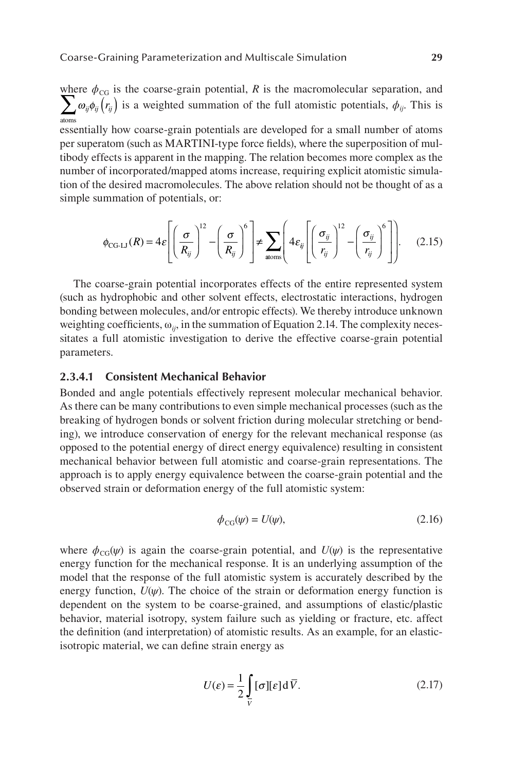where $\phi_{\text{CG}}$ is the coarse-grain potential, $R$ is the macromolecular separation, and $\sum_{\text{atoms}} \omega_{ij}\phi_{ij}(r_{ij})$ is a weighted summation of the full atomistic potentials, $\phi_{ij}$. This is essentially how coarse-grain potentials are developed for a small number of atoms per superatom (such as MARTINI-type force fields), where the superposition of multibody effects is apparent in the mapping. The relation becomes more complex as the number of incorporated/mapped atoms increase, requiring explicit atomistic simulation of the desired macromolecules. The above relation should not be thought of as a simple summation of potentials, or:

$$\phi_{\text{CG-LJ}}(R) = 4\varepsilon\left[\left(\frac{\sigma}{R_{ij}}\right)^{12} - \left(\frac{\sigma}{R_{ij}}\right)^{6}\right] \neq \sum_{\text{atoms}}\left(4\varepsilon_{ij}\left[\left(\frac{\sigma_{ij}}{r_{ij}}\right)^{12} - \left(\frac{\sigma_{ij}}{r_{ij}}\right)^{6}\right]\right). \tag{2.15}$$

The coarse-grain potential incorporates effects of the entire represented system (such as hydrophobic and other solvent effects, electrostatic interactions, hydrogen bonding between molecules, and/or entropic effects). We thereby introduce unknown weighting coefficients, $\omega_{ij}$, in the summation of Equation 2.14. The complexity necessitates a full atomistic investigation to derive the effective coarse-grain potential parameters.

#### 2.3.4.1 Consistent Mechanical Behavior

Bonded and angle potentials effectively represent molecular mechanical behavior. As there can be many contributions to even simple mechanical processes (such as the breaking of hydrogen bonds or solvent friction during molecular stretching or bending), we introduce conservation of energy for the relevant mechanical response (as opposed to the potential energy of direct energy equivalence) resulting in consistent mechanical behavior between full atomistic and coarse-grain representations. The approach is to apply energy equivalence between the coarse-grain potential and the observed strain or deformation energy of the full atomistic system:

$$\phi_{\text{CG}}(\psi) = U(\psi), \tag{2.16}$$

where $\phi_{\text{CG}}(\psi)$ is again the coarse-grain potential, and $U(\psi)$ is the representative energy function for the mechanical response. It is an underlying assumption of the model that the response of the full atomistic system is accurately described by the energy function, $U(\psi)$. The choice of the strain or deformation energy function is dependent on the system to be coarse-grained, and assumptions of elastic/plastic behavior, material isotropy, system failure such as yielding or fracture, etc. affect the definition (and interpretation) of atomistic results. As an example, for an elastic-isotropic material, we can define strain energy as

$$U(\varepsilon) = \frac{1}{2}\int_{\bar{V}} [\sigma][\varepsilon]\,\mathrm{d}\bar{V}. \tag{2.17}$$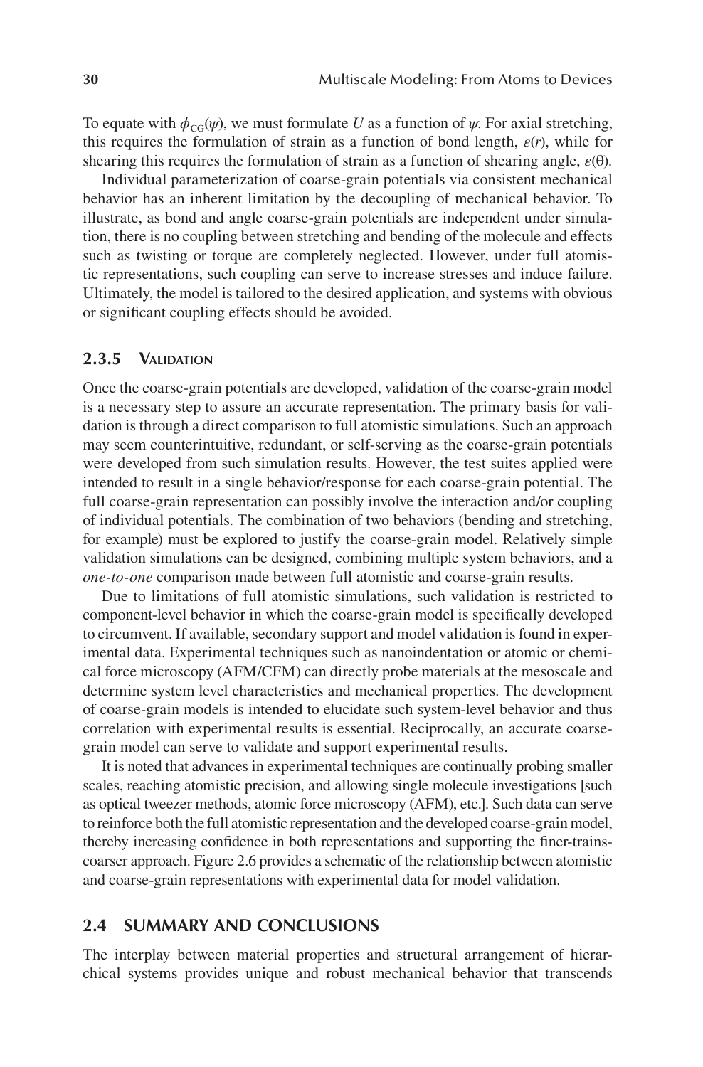To equate with $\phi_{CG}(\psi)$, we must formulate $U$ as a function of $\psi$. For axial stretching, this requires the formulation of strain as a function of bond length, $\varepsilon(r)$, while for shearing this requires the formulation of strain as a function of shearing angle, $\varepsilon(\theta)$.

Individual parameterization of coarse-grain potentials via consistent mechanical behavior has an inherent limitation by the decoupling of mechanical behavior. To illustrate, as bond and angle coarse-grain potentials are independent under simulation, there is no coupling between stretching and bending of the molecule and effects such as twisting or torque are completely neglected. However, under full atomistic representations, such coupling can serve to increase stresses and induce failure. Ultimately, the model is tailored to the desired application, and systems with obvious or significant coupling effects should be avoided.

### 2.3.5 Validation

Once the coarse-grain potentials are developed, validation of the coarse-grain model is a necessary step to assure an accurate representation. The primary basis for validation is through a direct comparison to full atomistic simulations. Such an approach may seem counterintuitive, redundant, or self-serving as the coarse-grain potentials were developed from such simulation results. However, the test suites applied were intended to result in a single behavior/response for each coarse-grain potential. The full coarse-grain representation can possibly involve the interaction and/or coupling of individual potentials. The combination of two behaviors (bending and stretching, for example) must be explored to justify the coarse-grain model. Relatively simple validation simulations can be designed, combining multiple system behaviors, and a *one-to-one* comparison made between full atomistic and coarse-grain results.

Due to limitations of full atomistic simulations, such validation is restricted to component-level behavior in which the coarse-grain model is specifically developed to circumvent. If available, secondary support and model validation is found in experimental data. Experimental techniques such as nanoindentation or atomic or chemical force microscopy (AFM/CFM) can directly probe materials at the mesoscale and determine system level characteristics and mechanical properties. The development of coarse-grain models is intended to elucidate such system-level behavior and thus correlation with experimental results is essential. Reciprocally, an accurate coarse-grain model can serve to validate and support experimental results.

It is noted that advances in experimental techniques are continually probing smaller scales, reaching atomistic precision, and allowing single molecule investigations [such as optical tweezer methods, atomic force microscopy (AFM), etc.]. Such data can serve to reinforce both the full atomistic representation and the developed coarse-grain model, thereby increasing confidence in both representations and supporting the finer-trains-coarser approach. Figure 2.6 provides a schematic of the relationship between atomistic and coarse-grain representations with experimental data for model validation.

## 2.4 SUMMARY AND CONCLUSIONS

The interplay between material properties and structural arrangement of hierarchical systems provides unique and robust mechanical behavior that transcends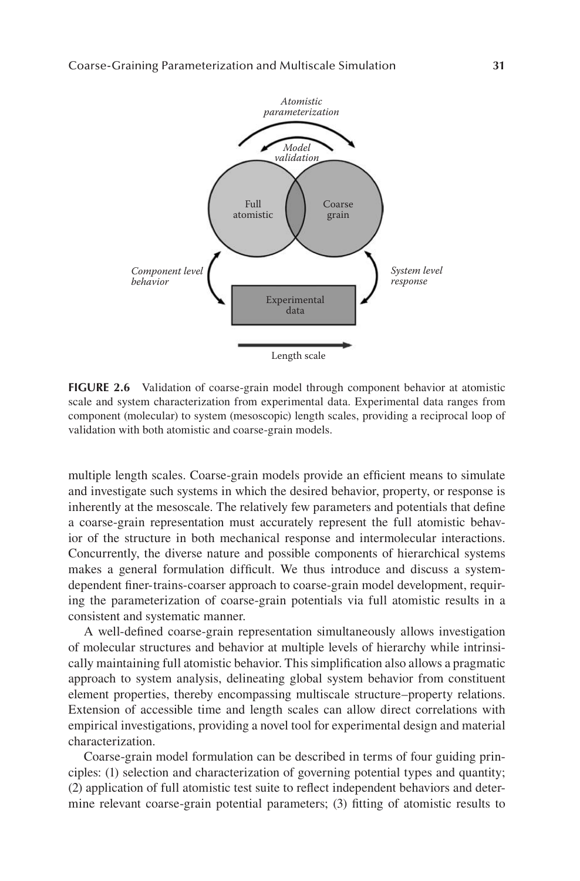**FIGURE 2.6** Validation of coarse-grain model through component behavior at atomistic scale and system characterization from experimental data. Experimental data ranges from component (molecular) to system (mesoscopic) length scales, providing a reciprocal loop of validation with both atomistic and coarse-grain models.

multiple length scales. Coarse-grain models provide an efficient means to simulate and investigate such systems in which the desired behavior, property, or response is inherently at the mesoscale. The relatively few parameters and potentials that define a coarse-grain representation must accurately represent the full atomistic behavior of the structure in both mechanical response and intermolecular interactions. Concurrently, the diverse nature and possible components of hierarchical systems makes a general formulation difficult. We thus introduce and discuss a system-dependent finer-trains-coarser approach to coarse-grain model development, requiring the parameterization of coarse-grain potentials via full atomistic results in a consistent and systematic manner.

A well-defined coarse-grain representation simultaneously allows investigation of molecular structures and behavior at multiple levels of hierarchy while intrinsically maintaining full atomistic behavior. This simplification also allows a pragmatic approach to system analysis, delineating global system behavior from constituent element properties, thereby encompassing multiscale structure–property relations. Extension of accessible time and length scales can allow direct correlations with empirical investigations, providing a novel tool for experimental design and material characterization.

Coarse-grain model formulation can be described in terms of four guiding principles: (1) selection and characterization of governing potential types and quantity; (2) application of full atomistic test suite to reflect independent behaviors and determine relevant coarse-grain potential parameters; (3) fitting of atomistic results to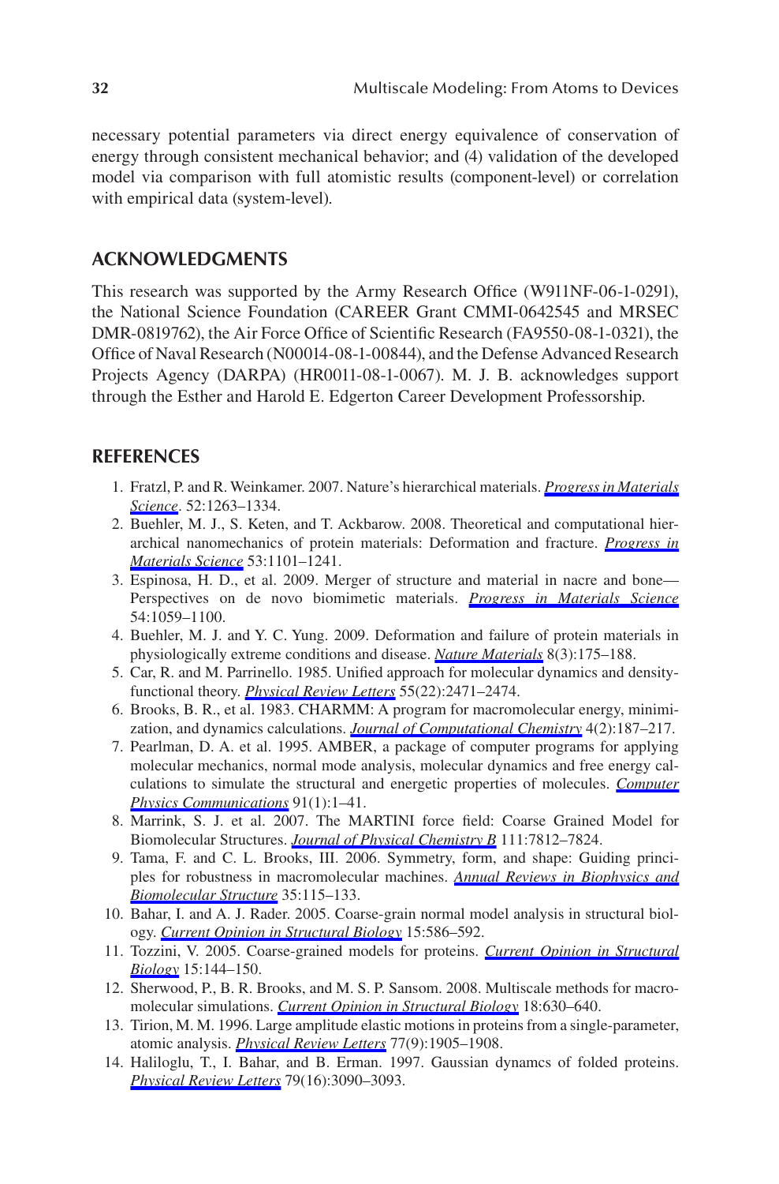necessary potential parameters via direct energy equivalence of conservation of energy through consistent mechanical behavior; and (4) validation of the developed model via comparison with full atomistic results (component-level) or correlation with empirical data (system-level).

## ACKNOWLEDGMENTS

This research was supported by the Army Research Office (W911NF-06-1-0291), the National Science Foundation (CAREER Grant CMMI-0642545 and MRSEC DMR-0819762), the Air Force Office of Scientific Research (FA9550-08-1-0321), the Office of Naval Research (N00014-08-1-00844), and the Defense Advanced Research Projects Agency (DARPA) (HR0011-08-1-0067). M. J. B. acknowledges support through the Esther and Harold E. Edgerton Career Development Professorship.

## REFERENCES

1. Fratzl, P. and R. Weinkamer. 2007. Nature's hierarchical materials. *Progress in Materials Science*. 52:1263–1334.
2. Buehler, M. J., S. Keten, and T. Ackbarow. 2008. Theoretical and computational hierarchical nanomechanics of protein materials: Deformation and fracture. *Progress in Materials Science* 53:1101–1241.
3. Espinosa, H. D., et al. 2009. Merger of structure and material in nacre and bone—Perspectives on de novo biomimetic materials. *Progress in Materials Science* 54:1059–1100.
4. Buehler, M. J. and Y. C. Yung. 2009. Deformation and failure of protein materials in physiologically extreme conditions and disease. *Nature Materials* 8(3):175–188.
5. Car, R. and M. Parrinello. 1985. Unified approach for molecular dynamics and density-functional theory. *Physical Review Letters* 55(22):2471–2474.
6. Brooks, B. R., et al. 1983. CHARMM: A program for macromolecular energy, minimization, and dynamics calculations. *Journal of Computational Chemistry* 4(2):187–217.
7. Pearlman, D. A. et al. 1995. AMBER, a package of computer programs for applying molecular mechanics, normal mode analysis, molecular dynamics and free energy calculations to simulate the structural and energetic properties of molecules. *Computer Physics Communications* 91(1):1–41.
8. Marrink, S. J. et al. 2007. The MARTINI force field: Coarse Grained Model for Biomolecular Structures. *Journal of Physical Chemistry B* 111:7812–7824.
9. Tama, F. and C. L. Brooks, III. 2006. Symmetry, form, and shape: Guiding principles for robustness in macromolecular machines. *Annual Reviews in Biophysics and Biomolecular Structure* 35:115–133.
10. Bahar, I. and A. J. Rader. 2005. Coarse-grain normal model analysis in structural biology. *Current Opinion in Structural Biology* 15:586–592.
11. Tozzini, V. 2005. Coarse-grained models for proteins. *Current Opinion in Structural Biology* 15:144–150.
12. Sherwood, P., B. R. Brooks, and M. S. P. Sansom. 2008. Multiscale methods for macromolecular simulations. *Current Opinion in Structural Biology* 18:630–640.
13. Tirion, M. M. 1996. Large amplitude elastic motions in proteins from a single-parameter, atomic analysis. *Physical Review Letters* 77(9):1905–1908.
14. Haliloglu, T., I. Bahar, and B. Erman. 1997. Gaussian dynamcs of folded proteins. *Physical Review Letters* 79(16):3090–3093.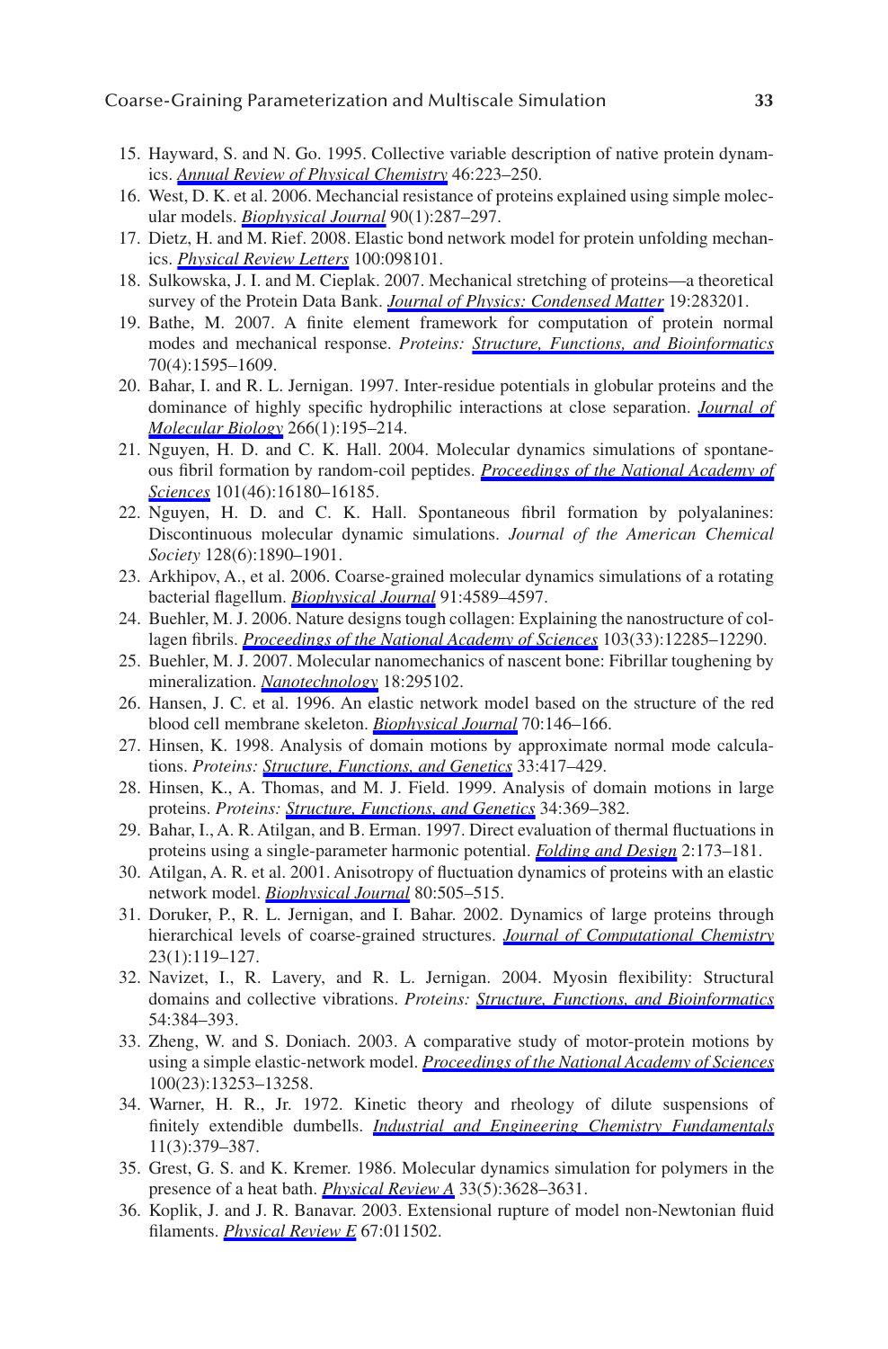15. Hayward, S. and N. Go. 1995. Collective variable description of native protein dynamics. *Annual Review of Physical Chemistry* 46:223–250.
16. West, D. K. et al. 2006. Mechancial resistance of proteins explained using simple molecular models. *Biophysical Journal* 90(1):287–297.
17. Dietz, H. and M. Rief. 2008. Elastic bond network model for protein unfolding mechanics. *Physical Review Letters* 100:098101.
18. Sulkowska, J. I. and M. Cieplak. 2007. Mechanical stretching of proteins—a theoretical survey of the Protein Data Bank. *Journal of Physics: Condensed Matter* 19:283201.
19. Bathe, M. 2007. A finite element framework for computation of protein normal modes and mechanical response. *Proteins: Structure, Functions, and Bioinformatics* 70(4):1595–1609.
20. Bahar, I. and R. L. Jernigan. 1997. Inter-residue potentials in globular proteins and the dominance of highly specific hydrophilic interactions at close separation. *Journal of Molecular Biology* 266(1):195–214.
21. Nguyen, H. D. and C. K. Hall. 2004. Molecular dynamics simulations of spontaneous fibril formation by random-coil peptides. *Proceedings of the National Academy of Sciences* 101(46):16180–16185.
22. Nguyen, H. D. and C. K. Hall. Spontaneous fibril formation by polyalanines: Discontinuous molecular dynamic simulations. *Journal of the American Chemical Society* 128(6):1890–1901.
23. Arkhipov, A., et al. 2006. Coarse-grained molecular dynamics simulations of a rotating bacterial flagellum. *Biophysical Journal* 91:4589–4597.
24. Buehler, M. J. 2006. Nature designs tough collagen: Explaining the nanostructure of collagen fibrils. *Proceedings of the National Academy of Sciences* 103(33):12285–12290.
25. Buehler, M. J. 2007. Molecular nanomechanics of nascent bone: Fibrillar toughening by mineralization. *Nanotechnology* 18:295102.
26. Hansen, J. C. et al. 1996. An elastic network model based on the structure of the red blood cell membrane skeleton. *Biophysical Journal* 70:146–166.
27. Hinsen, K. 1998. Analysis of domain motions by approximate normal mode calculations. *Proteins: Structure, Functions, and Genetics* 33:417–429.
28. Hinsen, K., A. Thomas, and M. J. Field. 1999. Analysis of domain motions in large proteins. *Proteins: Structure, Functions, and Genetics* 34:369–382.
29. Bahar, I., A. R. Atilgan, and B. Erman. 1997. Direct evaluation of thermal fluctuations in proteins using a single-parameter harmonic potential. *Folding and Design* 2:173–181.
30. Atilgan, A. R. et al. 2001. Anisotropy of fluctuation dynamics of proteins with an elastic network model. *Biophysical Journal* 80:505–515.
31. Doruker, P., R. L. Jernigan, and I. Bahar. 2002. Dynamics of large proteins through hierarchical levels of coarse-grained structures. *Journal of Computational Chemistry* 23(1):119–127.
32. Navizet, I., R. Lavery, and R. L. Jernigan. 2004. Myosin flexibility: Structural domains and collective vibrations. *Proteins: Structure, Functions, and Bioinformatics* 54:384–393.
33. Zheng, W. and S. Doniach. 2003. A comparative study of motor-protein motions by using a simple elastic-network model. *Proceedings of the National Academy of Sciences* 100(23):13253–13258.
34. Warner, H. R., Jr. 1972. Kinetic theory and rheology of dilute suspensions of finitely extendible dumbells. *Industrial and Engineering Chemistry Fundamentals* 11(3):379–387.
35. Grest, G. S. and K. Kremer. 1986. Molecular dynamics simulation for polymers in the presence of a heat bath. *Physical Review A* 33(5):3628–3631.
36. Koplik, J. and J. R. Banavar. 2003. Extensional rupture of model non-Newtonian fluid filaments. *Physical Review E* 67:011502.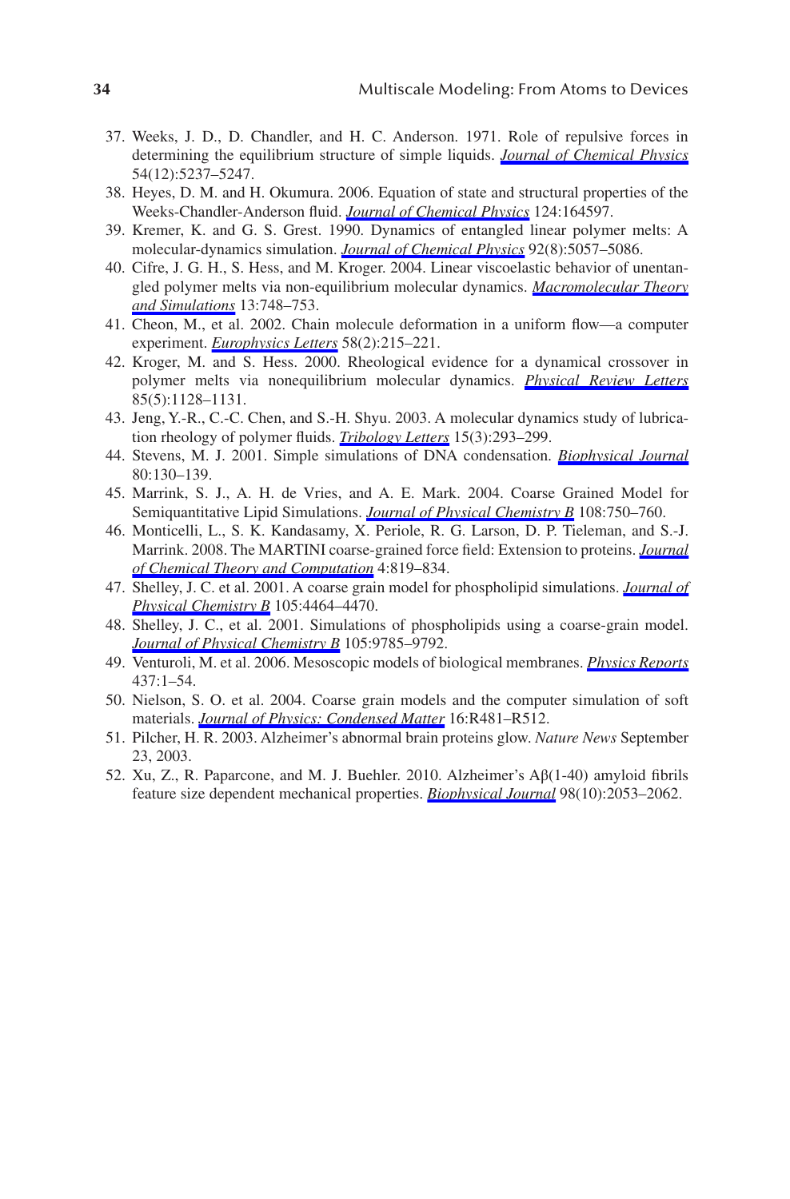37. Weeks, J. D., D. Chandler, and H. C. Anderson. 1971. Role of repulsive forces in determining the equilibrium structure of simple liquids. *Journal of Chemical Physics* 54(12):5237–5247.
38. Heyes, D. M. and H. Okumura. 2006. Equation of state and structural properties of the Weeks-Chandler-Anderson fluid. *Journal of Chemical Physics* 124:164597.
39. Kremer, K. and G. S. Grest. 1990. Dynamics of entangled linear polymer melts: A molecular-dynamics simulation. *Journal of Chemical Physics* 92(8):5057–5086.
40. Cifre, J. G. H., S. Hess, and M. Kroger. 2004. Linear viscoelastic behavior of unentangled polymer melts via non-equilibrium molecular dynamics. *Macromolecular Theory and Simulations* 13:748–753.
41. Cheon, M., et al. 2002. Chain molecule deformation in a uniform flow—a computer experiment. *Europhysics Letters* 58(2):215–221.
42. Kroger, M. and S. Hess. 2000. Rheological evidence for a dynamical crossover in polymer melts via nonequilibrium molecular dynamics. *Physical Review Letters* 85(5):1128–1131.
43. Jeng, Y.-R., C.-C. Chen, and S.-H. Shyu. 2003. A molecular dynamics study of lubrication rheology of polymer fluids. *Tribology Letters* 15(3):293–299.
44. Stevens, M. J. 2001. Simple simulations of DNA condensation. *Biophysical Journal* 80:130–139.
45. Marrink, S. J., A. H. de Vries, and A. E. Mark. 2004. Coarse Grained Model for Semiquantitative Lipid Simulations. *Journal of Physical Chemistry B* 108:750–760.
46. Monticelli, L., S. K. Kandasamy, X. Periole, R. G. Larson, D. P. Tieleman, and S.-J. Marrink. 2008. The MARTINI coarse-grained force field: Extension to proteins. *Journal of Chemical Theory and Computation* 4:819–834.
47. Shelley, J. C. et al. 2001. A coarse grain model for phospholipid simulations. *Journal of Physical Chemistry B* 105:4464–4470.
48. Shelley, J. C., et al. 2001. Simulations of phospholipids using a coarse-grain model. *Journal of Physical Chemistry B* 105:9785–9792.
49. Venturoli, M. et al. 2006. Mesoscopic models of biological membranes. *Physics Reports* 437:1–54.
50. Nielson, S. O. et al. 2004. Coarse grain models and the computer simulation of soft materials. *Journal of Physics: Condensed Matter* 16:R481–R512.
51. Pilcher, H. R. 2003. Alzheimer's abnormal brain proteins glow. *Nature News* September 23, 2003.
52. Xu, Z., R. Paparcone, and M. J. Buehler. 2010. Alzheimer's Aβ(1-40) amyloid fibrils feature size dependent mechanical properties. *Biophysical Journal* 98(10):2053–2062.